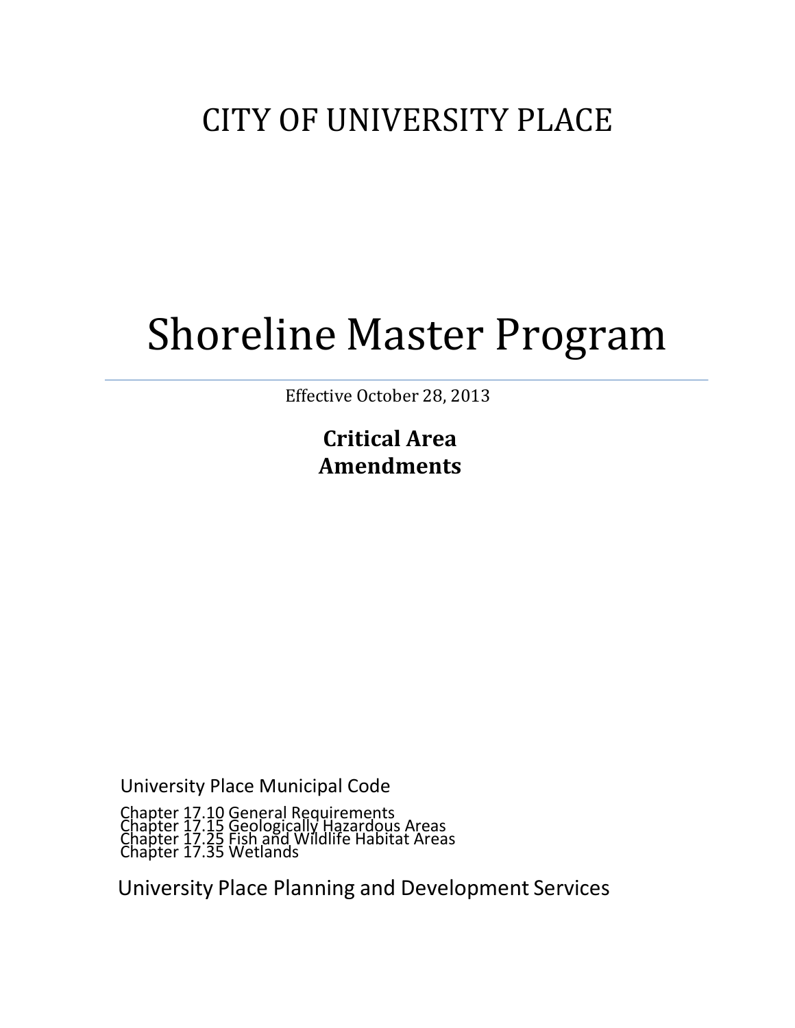# CITY OF UNIVERSITY PLACE

# Shoreline Master Program

Effective October 28, 2013

**Critical Area Amendments**

University Place Municipal Code

Chapter 17.10 General Requirements
Chapter 17.15 Geologically Hazardous Areas
Chapter 17.25 Fish and Wildlife Habitat Areas
Chapter 17.35 Wetlands

University Place Planning and Development Services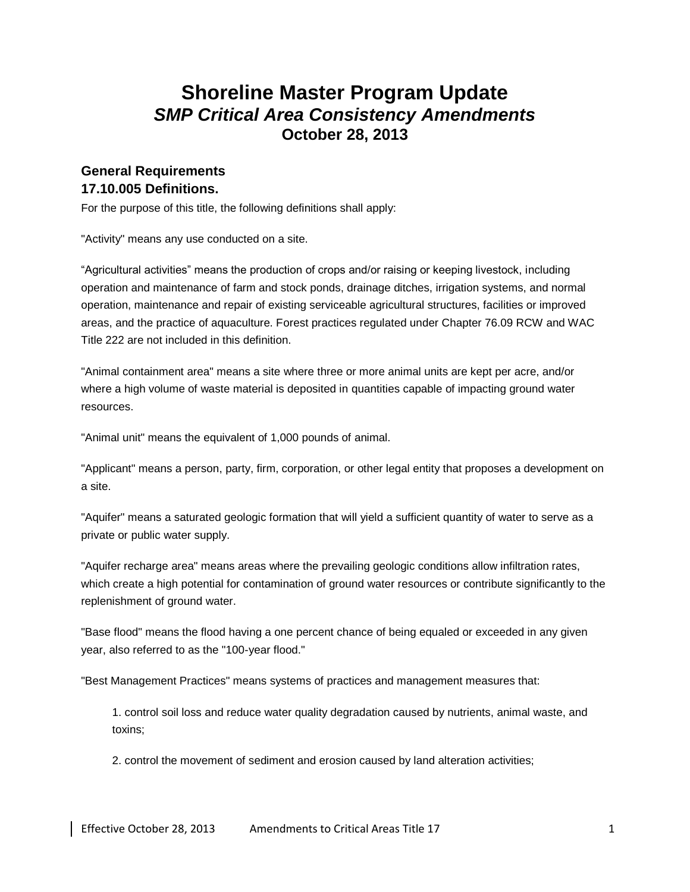# Shoreline Master Program Update
## *SMP Critical Area Consistency Amendments*
## October 28, 2013

### General Requirements
### 17.10.005 Definitions.

For the purpose of this title, the following definitions shall apply:

"Activity" means any use conducted on a site.

“Agricultural activities” means the production of crops and/or raising or keeping livestock, including operation and maintenance of farm and stock ponds, drainage ditches, irrigation systems, and normal operation, maintenance and repair of existing serviceable agricultural structures, facilities or improved areas, and the practice of aquaculture. Forest practices regulated under Chapter 76.09 RCW and WAC Title 222 are not included in this definition.

"Animal containment area" means a site where three or more animal units are kept per acre, and/or where a high volume of waste material is deposited in quantities capable of impacting ground water resources.

"Animal unit" means the equivalent of 1,000 pounds of animal.

"Applicant" means a person, party, firm, corporation, or other legal entity that proposes a development on a site.

"Aquifer" means a saturated geologic formation that will yield a sufficient quantity of water to serve as a private or public water supply.

"Aquifer recharge area" means areas where the prevailing geologic conditions allow infiltration rates, which create a high potential for contamination of ground water resources or contribute significantly to the replenishment of ground water.

"Base flood" means the flood having a one percent chance of being equaled or exceeded in any given year, also referred to as the "100-year flood."

"Best Management Practices" means systems of practices and management measures that:

1. control soil loss and reduce water quality degradation caused by nutrients, animal waste, and toxins;

2. control the movement of sediment and erosion caused by land alteration activities;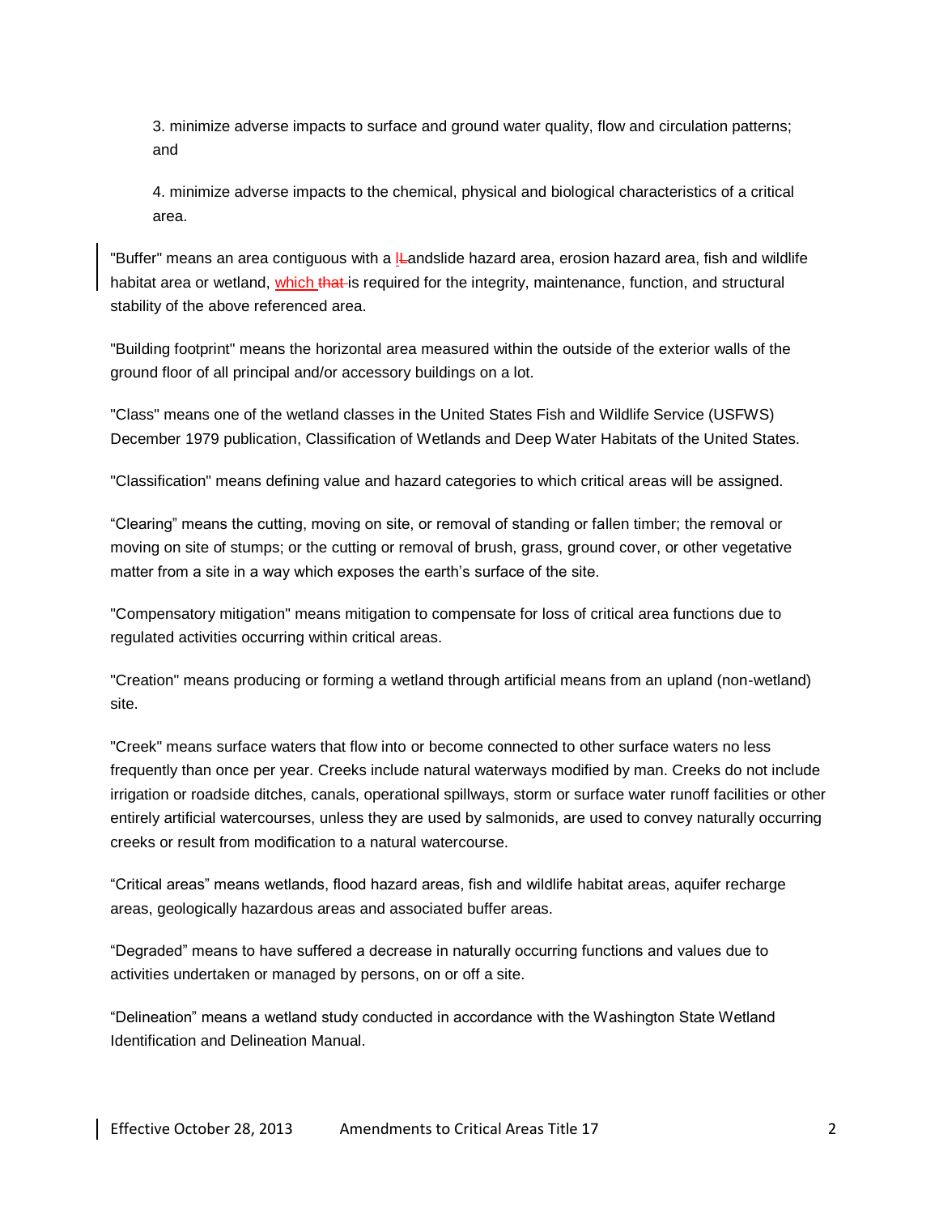3. minimize adverse impacts to surface and ground water quality, flow and circulation patterns; and

4. minimize adverse impacts to the chemical, physical and biological characteristics of a critical area.

"Buffer" means an area contiguous with a l~~L~~andslide hazard area, erosion hazard area, fish and wildlife habitat area or wetland, which ~~that~~ is required for the integrity, maintenance, function, and structural stability of the above referenced area.

"Building footprint" means the horizontal area measured within the outside of the exterior walls of the ground floor of all principal and/or accessory buildings on a lot.

"Class" means one of the wetland classes in the United States Fish and Wildlife Service (USFWS) December 1979 publication, Classification of Wetlands and Deep Water Habitats of the United States.

"Classification" means defining value and hazard categories to which critical areas will be assigned.

“Clearing” means the cutting, moving on site, or removal of standing or fallen timber; the removal or moving on site of stumps; or the cutting or removal of brush, grass, ground cover, or other vegetative matter from a site in a way which exposes the earth’s surface of the site.

"Compensatory mitigation" means mitigation to compensate for loss of critical area functions due to regulated activities occurring within critical areas.

"Creation" means producing or forming a wetland through artificial means from an upland (non-wetland) site.

"Creek" means surface waters that flow into or become connected to other surface waters no less frequently than once per year. Creeks include natural waterways modified by man. Creeks do not include irrigation or roadside ditches, canals, operational spillways, storm or surface water runoff facilities or other entirely artificial watercourses, unless they are used by salmonids, are used to convey naturally occurring creeks or result from modification to a natural watercourse.

“Critical areas” means wetlands, flood hazard areas, fish and wildlife habitat areas, aquifer recharge areas, geologically hazardous areas and associated buffer areas.

“Degraded” means to have suffered a decrease in naturally occurring functions and values due to activities undertaken or managed by persons, on or off a site.

“Delineation” means a wetland study conducted in accordance with the Washington State Wetland Identification and Delineation Manual.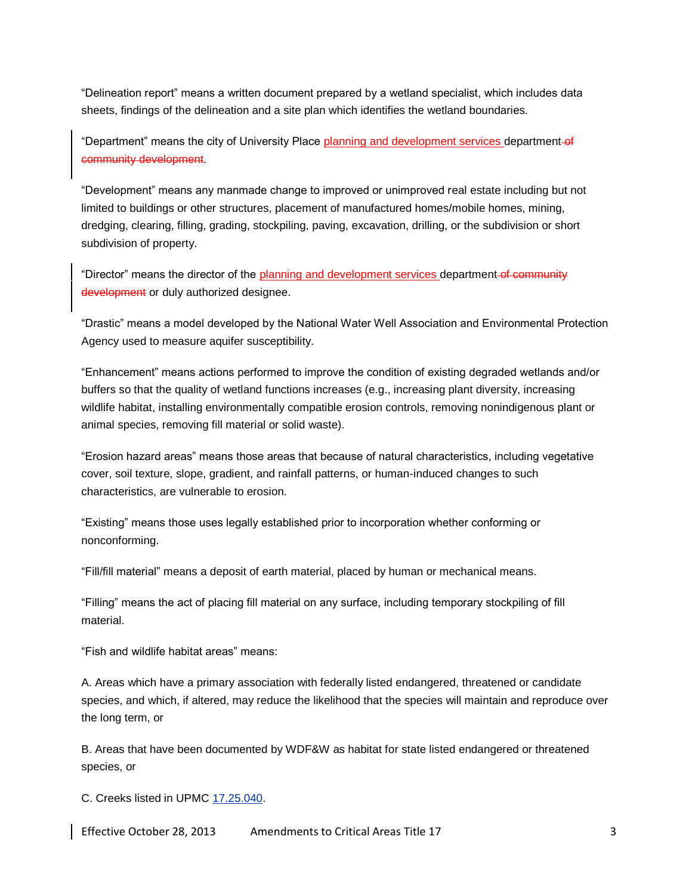"Delineation report" means a written document prepared by a wetland specialist, which includes data sheets, findings of the delineation and a site plan which identifies the wetland boundaries.

"Department" means the city of University Place <ins>planning and development services</ins> department ~~of community development~~.

"Development" means any manmade change to improved or unimproved real estate including but not limited to buildings or other structures, placement of manufactured homes/mobile homes, mining, dredging, clearing, filling, grading, stockpiling, paving, excavation, drilling, or the subdivision or short subdivision of property.

"Director" means the director of the <ins>planning and development services</ins> department ~~of community development~~ or duly authorized designee.

"Drastic" means a model developed by the National Water Well Association and Environmental Protection Agency used to measure aquifer susceptibility.

"Enhancement" means actions performed to improve the condition of existing degraded wetlands and/or buffers so that the quality of wetland functions increases (e.g., increasing plant diversity, increasing wildlife habitat, installing environmentally compatible erosion controls, removing nonindigenous plant or animal species, removing fill material or solid waste).

"Erosion hazard areas" means those areas that because of natural characteristics, including vegetative cover, soil texture, slope, gradient, and rainfall patterns, or human-induced changes to such characteristics, are vulnerable to erosion.

"Existing" means those uses legally established prior to incorporation whether conforming or nonconforming.

"Fill/fill material" means a deposit of earth material, placed by human or mechanical means.

"Filling" means the act of placing fill material on any surface, including temporary stockpiling of fill material.

"Fish and wildlife habitat areas" means:

A. Areas which have a primary association with federally listed endangered, threatened or candidate species, and which, if altered, may reduce the likelihood that the species will maintain and reproduce over the long term, or

B. Areas that have been documented by WDF&W as habitat for state listed endangered or threatened species, or

C. Creeks listed in UPMC 17.25.040.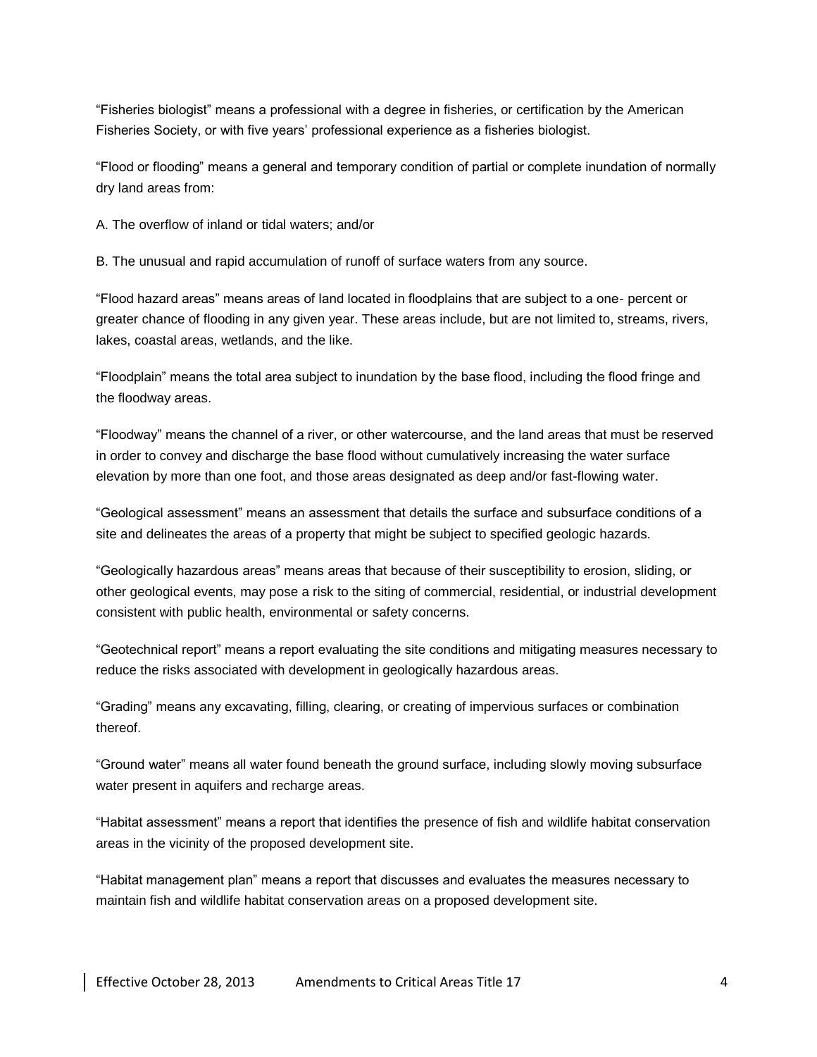"Fisheries biologist" means a professional with a degree in fisheries, or certification by the American Fisheries Society, or with five years' professional experience as a fisheries biologist.

"Flood or flooding" means a general and temporary condition of partial or complete inundation of normally dry land areas from:

A. The overflow of inland or tidal waters; and/or

B. The unusual and rapid accumulation of runoff of surface waters from any source.

"Flood hazard areas" means areas of land located in floodplains that are subject to a one- percent or greater chance of flooding in any given year. These areas include, but are not limited to, streams, rivers, lakes, coastal areas, wetlands, and the like.

"Floodplain" means the total area subject to inundation by the base flood, including the flood fringe and the floodway areas.

"Floodway" means the channel of a river, or other watercourse, and the land areas that must be reserved in order to convey and discharge the base flood without cumulatively increasing the water surface elevation by more than one foot, and those areas designated as deep and/or fast-flowing water.

"Geological assessment" means an assessment that details the surface and subsurface conditions of a site and delineates the areas of a property that might be subject to specified geologic hazards.

"Geologically hazardous areas" means areas that because of their susceptibility to erosion, sliding, or other geological events, may pose a risk to the siting of commercial, residential, or industrial development consistent with public health, environmental or safety concerns.

"Geotechnical report" means a report evaluating the site conditions and mitigating measures necessary to reduce the risks associated with development in geologically hazardous areas.

"Grading" means any excavating, filling, clearing, or creating of impervious surfaces or combination thereof.

"Ground water" means all water found beneath the ground surface, including slowly moving subsurface water present in aquifers and recharge areas.

"Habitat assessment" means a report that identifies the presence of fish and wildlife habitat conservation areas in the vicinity of the proposed development site.

"Habitat management plan" means a report that discusses and evaluates the measures necessary to maintain fish and wildlife habitat conservation areas on a proposed development site.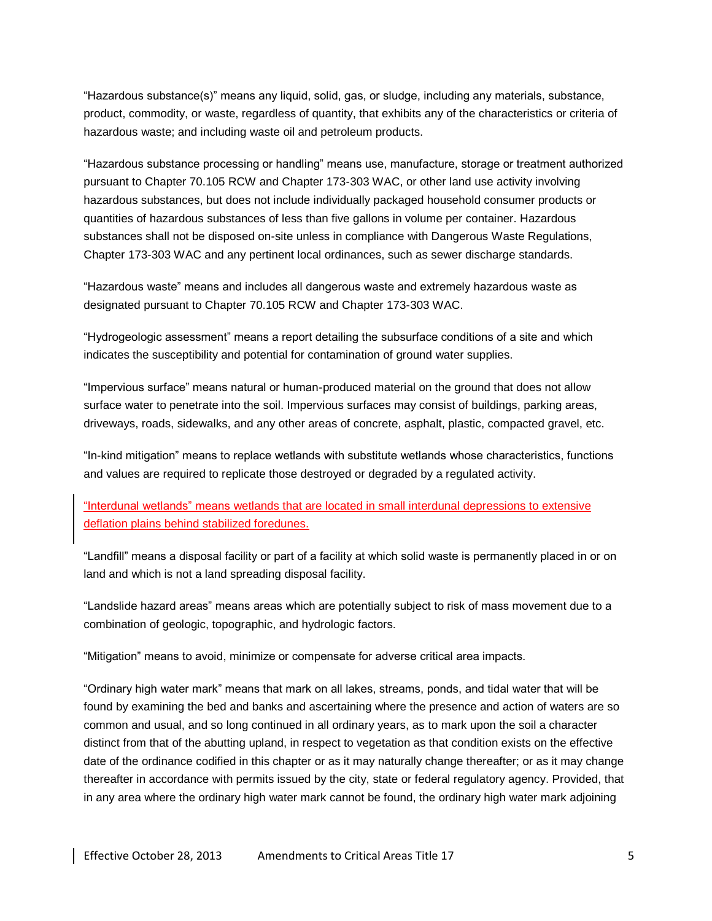"Hazardous substance(s)" means any liquid, solid, gas, or sludge, including any materials, substance, product, commodity, or waste, regardless of quantity, that exhibits any of the characteristics or criteria of hazardous waste; and including waste oil and petroleum products.

"Hazardous substance processing or handling" means use, manufacture, storage or treatment authorized pursuant to Chapter 70.105 RCW and Chapter 173-303 WAC, or other land use activity involving hazardous substances, but does not include individually packaged household consumer products or quantities of hazardous substances of less than five gallons in volume per container. Hazardous substances shall not be disposed on-site unless in compliance with Dangerous Waste Regulations, Chapter 173-303 WAC and any pertinent local ordinances, such as sewer discharge standards.

"Hazardous waste" means and includes all dangerous waste and extremely hazardous waste as designated pursuant to Chapter 70.105 RCW and Chapter 173-303 WAC.

"Hydrogeologic assessment" means a report detailing the subsurface conditions of a site and which indicates the susceptibility and potential for contamination of ground water supplies.

"Impervious surface" means natural or human-produced material on the ground that does not allow surface water to penetrate into the soil. Impervious surfaces may consist of buildings, parking areas, driveways, roads, sidewalks, and any other areas of concrete, asphalt, plastic, compacted gravel, etc.

"In-kind mitigation" means to replace wetlands with substitute wetlands whose characteristics, functions and values are required to replicate those destroyed or degraded by a regulated activity.

<u>"Interdunal wetlands" means wetlands that are located in small interdunal depressions to extensive deflation plains behind stabilized foredunes.</u>

"Landfill" means a disposal facility or part of a facility at which solid waste is permanently placed in or on land and which is not a land spreading disposal facility.

"Landslide hazard areas" means areas which are potentially subject to risk of mass movement due to a combination of geologic, topographic, and hydrologic factors.

"Mitigation" means to avoid, minimize or compensate for adverse critical area impacts.

"Ordinary high water mark" means that mark on all lakes, streams, ponds, and tidal water that will be found by examining the bed and banks and ascertaining where the presence and action of waters are so common and usual, and so long continued in all ordinary years, as to mark upon the soil a character distinct from that of the abutting upland, in respect to vegetation as that condition exists on the effective date of the ordinance codified in this chapter or as it may naturally change thereafter; or as it may change thereafter in accordance with permits issued by the city, state or federal regulatory agency. Provided, that in any area where the ordinary high water mark cannot be found, the ordinary high water mark adjoining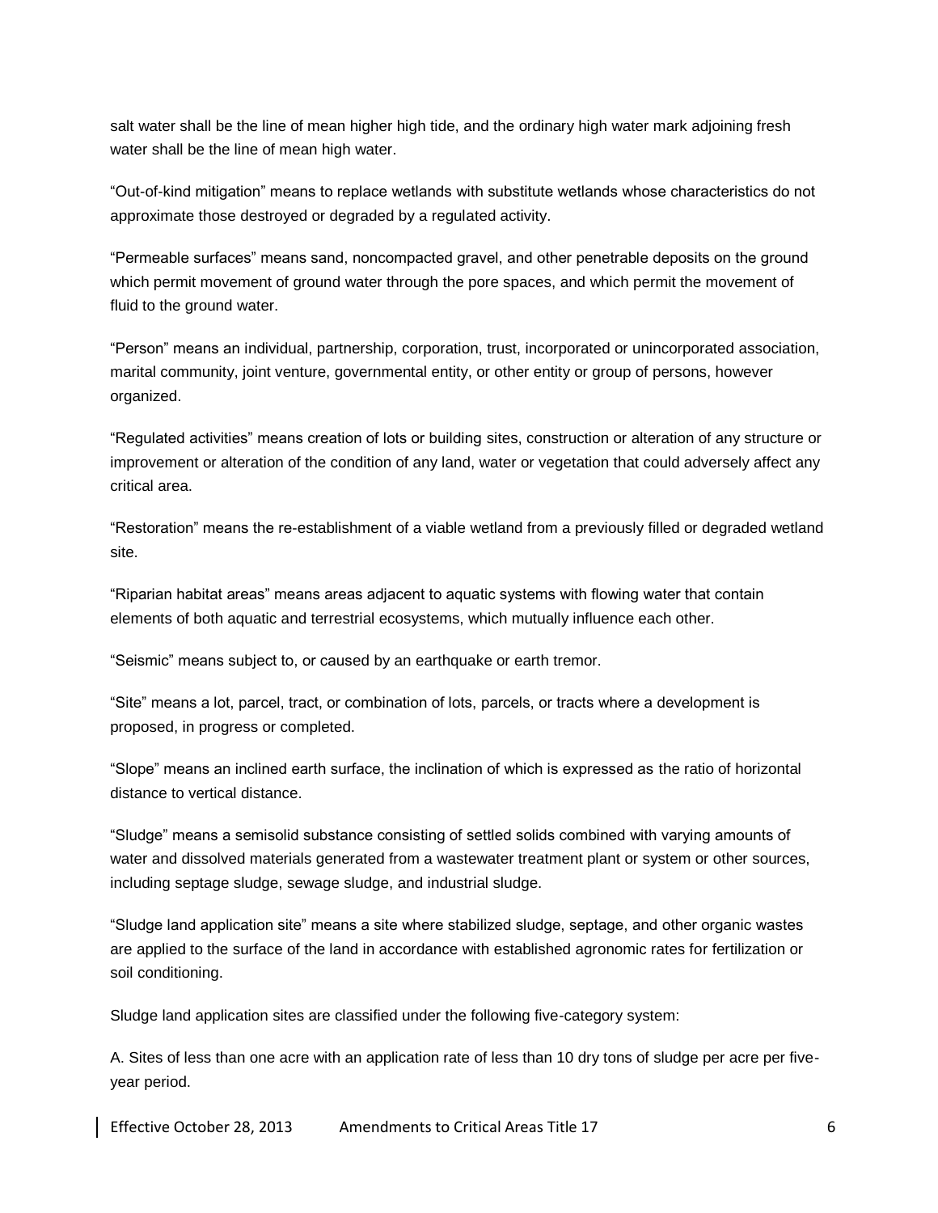salt water shall be the line of mean higher high tide, and the ordinary high water mark adjoining fresh water shall be the line of mean high water.

"Out-of-kind mitigation" means to replace wetlands with substitute wetlands whose characteristics do not approximate those destroyed or degraded by a regulated activity.

"Permeable surfaces" means sand, noncompacted gravel, and other penetrable deposits on the ground which permit movement of ground water through the pore spaces, and which permit the movement of fluid to the ground water.

"Person" means an individual, partnership, corporation, trust, incorporated or unincorporated association, marital community, joint venture, governmental entity, or other entity or group of persons, however organized.

"Regulated activities" means creation of lots or building sites, construction or alteration of any structure or improvement or alteration of the condition of any land, water or vegetation that could adversely affect any critical area.

"Restoration" means the re-establishment of a viable wetland from a previously filled or degraded wetland site.

"Riparian habitat areas" means areas adjacent to aquatic systems with flowing water that contain elements of both aquatic and terrestrial ecosystems, which mutually influence each other.

"Seismic" means subject to, or caused by an earthquake or earth tremor.

"Site" means a lot, parcel, tract, or combination of lots, parcels, or tracts where a development is proposed, in progress or completed.

"Slope" means an inclined earth surface, the inclination of which is expressed as the ratio of horizontal distance to vertical distance.

"Sludge" means a semisolid substance consisting of settled solids combined with varying amounts of water and dissolved materials generated from a wastewater treatment plant or system or other sources, including septage sludge, sewage sludge, and industrial sludge.

"Sludge land application site" means a site where stabilized sludge, septage, and other organic wastes are applied to the surface of the land in accordance with established agronomic rates for fertilization or soil conditioning.

Sludge land application sites are classified under the following five-category system:

A. Sites of less than one acre with an application rate of less than 10 dry tons of sludge per acre per five-year period.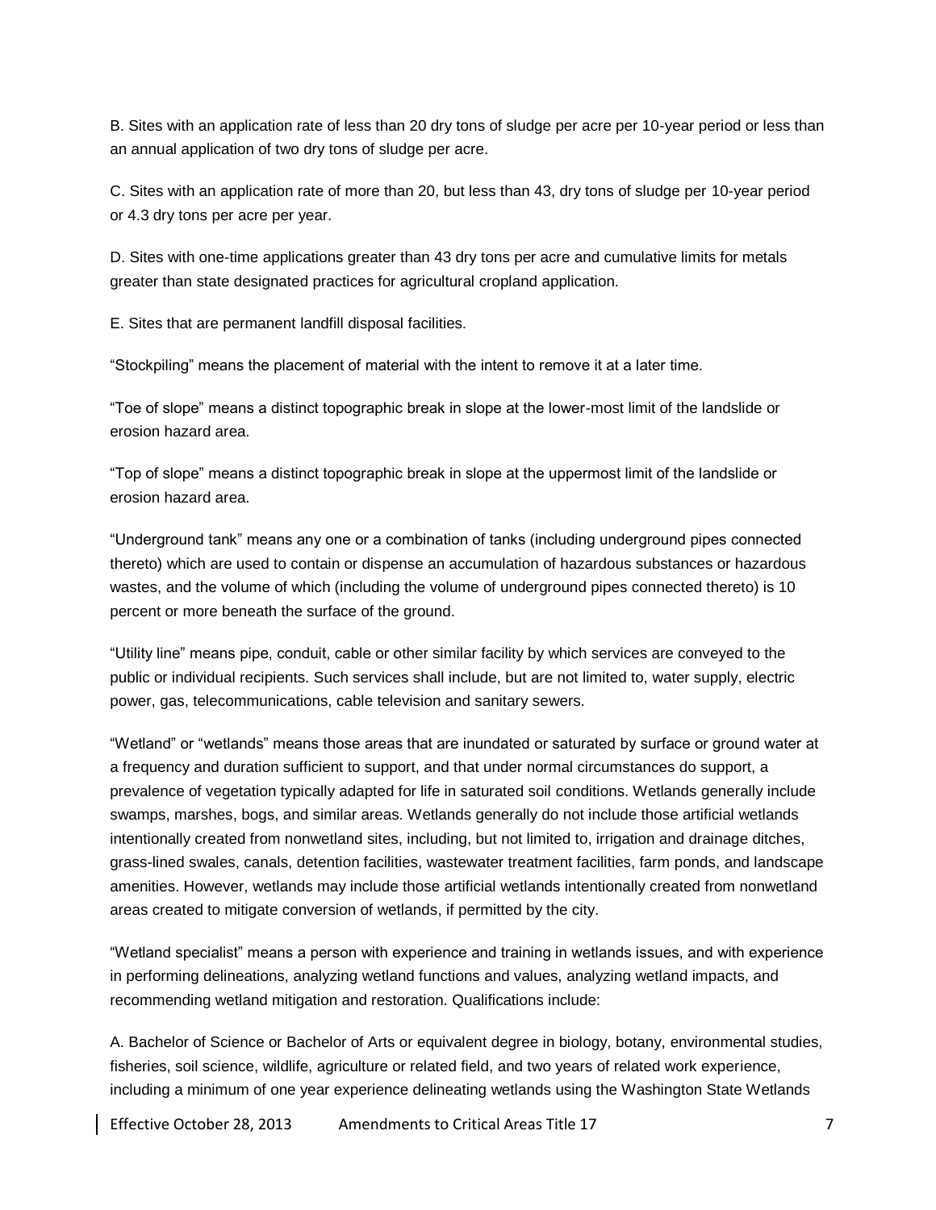B. Sites with an application rate of less than 20 dry tons of sludge per acre per 10-year period or less than an annual application of two dry tons of sludge per acre.

C. Sites with an application rate of more than 20, but less than 43, dry tons of sludge per 10-year period or 4.3 dry tons per acre per year.

D. Sites with one-time applications greater than 43 dry tons per acre and cumulative limits for metals greater than state designated practices for agricultural cropland application.

E. Sites that are permanent landfill disposal facilities.

"Stockpiling" means the placement of material with the intent to remove it at a later time.

"Toe of slope" means a distinct topographic break in slope at the lower-most limit of the landslide or erosion hazard area.

"Top of slope" means a distinct topographic break in slope at the uppermost limit of the landslide or erosion hazard area.

"Underground tank" means any one or a combination of tanks (including underground pipes connected thereto) which are used to contain or dispense an accumulation of hazardous substances or hazardous wastes, and the volume of which (including the volume of underground pipes connected thereto) is 10 percent or more beneath the surface of the ground.

"Utility line" means pipe, conduit, cable or other similar facility by which services are conveyed to the public or individual recipients. Such services shall include, but are not limited to, water supply, electric power, gas, telecommunications, cable television and sanitary sewers.

"Wetland" or "wetlands" means those areas that are inundated or saturated by surface or ground water at a frequency and duration sufficient to support, and that under normal circumstances do support, a prevalence of vegetation typically adapted for life in saturated soil conditions. Wetlands generally include swamps, marshes, bogs, and similar areas. Wetlands generally do not include those artificial wetlands intentionally created from nonwetland sites, including, but not limited to, irrigation and drainage ditches, grass-lined swales, canals, detention facilities, wastewater treatment facilities, farm ponds, and landscape amenities. However, wetlands may include those artificial wetlands intentionally created from nonwetland areas created to mitigate conversion of wetlands, if permitted by the city.

"Wetland specialist" means a person with experience and training in wetlands issues, and with experience in performing delineations, analyzing wetland functions and values, analyzing wetland impacts, and recommending wetland mitigation and restoration. Qualifications include:

A. Bachelor of Science or Bachelor of Arts or equivalent degree in biology, botany, environmental studies, fisheries, soil science, wildlife, agriculture or related field, and two years of related work experience, including a minimum of one year experience delineating wetlands using the Washington State Wetlands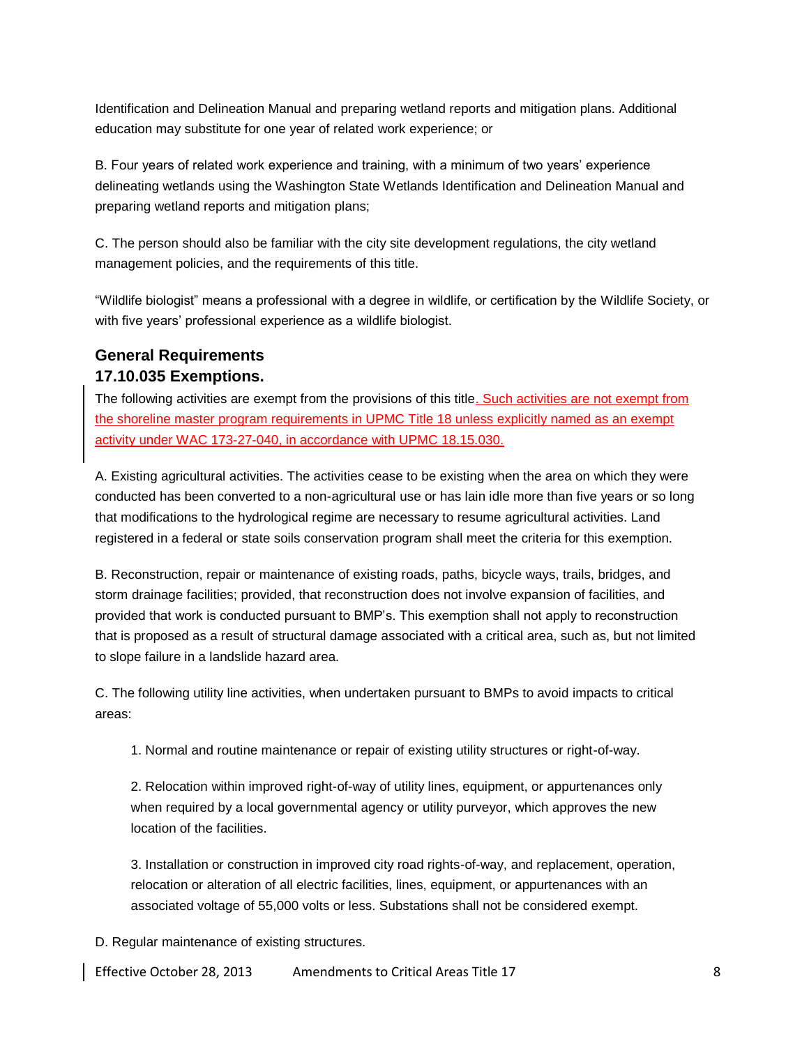Identification and Delineation Manual and preparing wetland reports and mitigation plans. Additional education may substitute for one year of related work experience; or

B. Four years of related work experience and training, with a minimum of two years' experience delineating wetlands using the Washington State Wetlands Identification and Delineation Manual and preparing wetland reports and mitigation plans;

C. The person should also be familiar with the city site development regulations, the city wetland management policies, and the requirements of this title.

"Wildlife biologist" means a professional with a degree in wildlife, or certification by the Wildlife Society, or with five years' professional experience as a wildlife biologist.

## General Requirements

## 17.10.035 Exemptions.

The following activities are exempt from the provisions of this title. Such activities are not exempt from the shoreline master program requirements in UPMC Title 18 unless explicitly named as an exempt activity under WAC 173-27-040, in accordance with UPMC 18.15.030.

A. Existing agricultural activities. The activities cease to be existing when the area on which they were conducted has been converted to a non-agricultural use or has lain idle more than five years or so long that modifications to the hydrological regime are necessary to resume agricultural activities. Land registered in a federal or state soils conservation program shall meet the criteria for this exemption.

B. Reconstruction, repair or maintenance of existing roads, paths, bicycle ways, trails, bridges, and storm drainage facilities; provided, that reconstruction does not involve expansion of facilities, and provided that work is conducted pursuant to BMP's. This exemption shall not apply to reconstruction that is proposed as a result of structural damage associated with a critical area, such as, but not limited to slope failure in a landslide hazard area.

C. The following utility line activities, when undertaken pursuant to BMPs to avoid impacts to critical areas:

1. Normal and routine maintenance or repair of existing utility structures or right-of-way.

2. Relocation within improved right-of-way of utility lines, equipment, or appurtenances only when required by a local governmental agency or utility purveyor, which approves the new location of the facilities.

3. Installation or construction in improved city road rights-of-way, and replacement, operation, relocation or alteration of all electric facilities, lines, equipment, or appurtenances with an associated voltage of 55,000 volts or less. Substations shall not be considered exempt.

D. Regular maintenance of existing structures.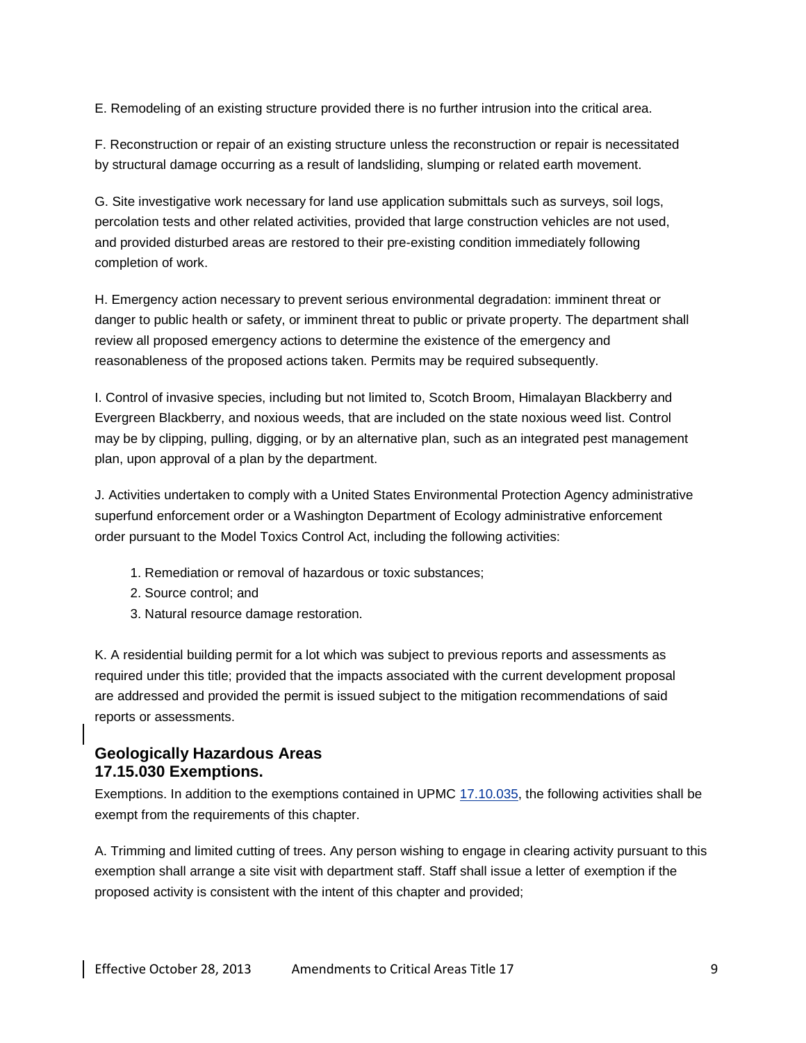E. Remodeling of an existing structure provided there is no further intrusion into the critical area.

F. Reconstruction or repair of an existing structure unless the reconstruction or repair is necessitated by structural damage occurring as a result of landsliding, slumping or related earth movement.

G. Site investigative work necessary for land use application submittals such as surveys, soil logs, percolation tests and other related activities, provided that large construction vehicles are not used, and provided disturbed areas are restored to their pre-existing condition immediately following completion of work.

H. Emergency action necessary to prevent serious environmental degradation: imminent threat or danger to public health or safety, or imminent threat to public or private property. The department shall review all proposed emergency actions to determine the existence of the emergency and reasonableness of the proposed actions taken. Permits may be required subsequently.

I. Control of invasive species, including but not limited to, Scotch Broom, Himalayan Blackberry and Evergreen Blackberry, and noxious weeds, that are included on the state noxious weed list. Control may be by clipping, pulling, digging, or by an alternative plan, such as an integrated pest management plan, upon approval of a plan by the department.

J. Activities undertaken to comply with a United States Environmental Protection Agency administrative superfund enforcement order or a Washington Department of Ecology administrative enforcement order pursuant to the Model Toxics Control Act, including the following activities:

1. Remediation or removal of hazardous or toxic substances;
2. Source control; and
3. Natural resource damage restoration.

K. A residential building permit for a lot which was subject to previous reports and assessments as required under this title; provided that the impacts associated with the current development proposal are addressed and provided the permit is issued subject to the mitigation recommendations of said reports or assessments.

## Geologically Hazardous Areas
## 17.15.030 Exemptions.

Exemptions. In addition to the exemptions contained in UPMC 17.10.035, the following activities shall be exempt from the requirements of this chapter.

A. Trimming and limited cutting of trees. Any person wishing to engage in clearing activity pursuant to this exemption shall arrange a site visit with department staff. Staff shall issue a letter of exemption if the proposed activity is consistent with the intent of this chapter and provided;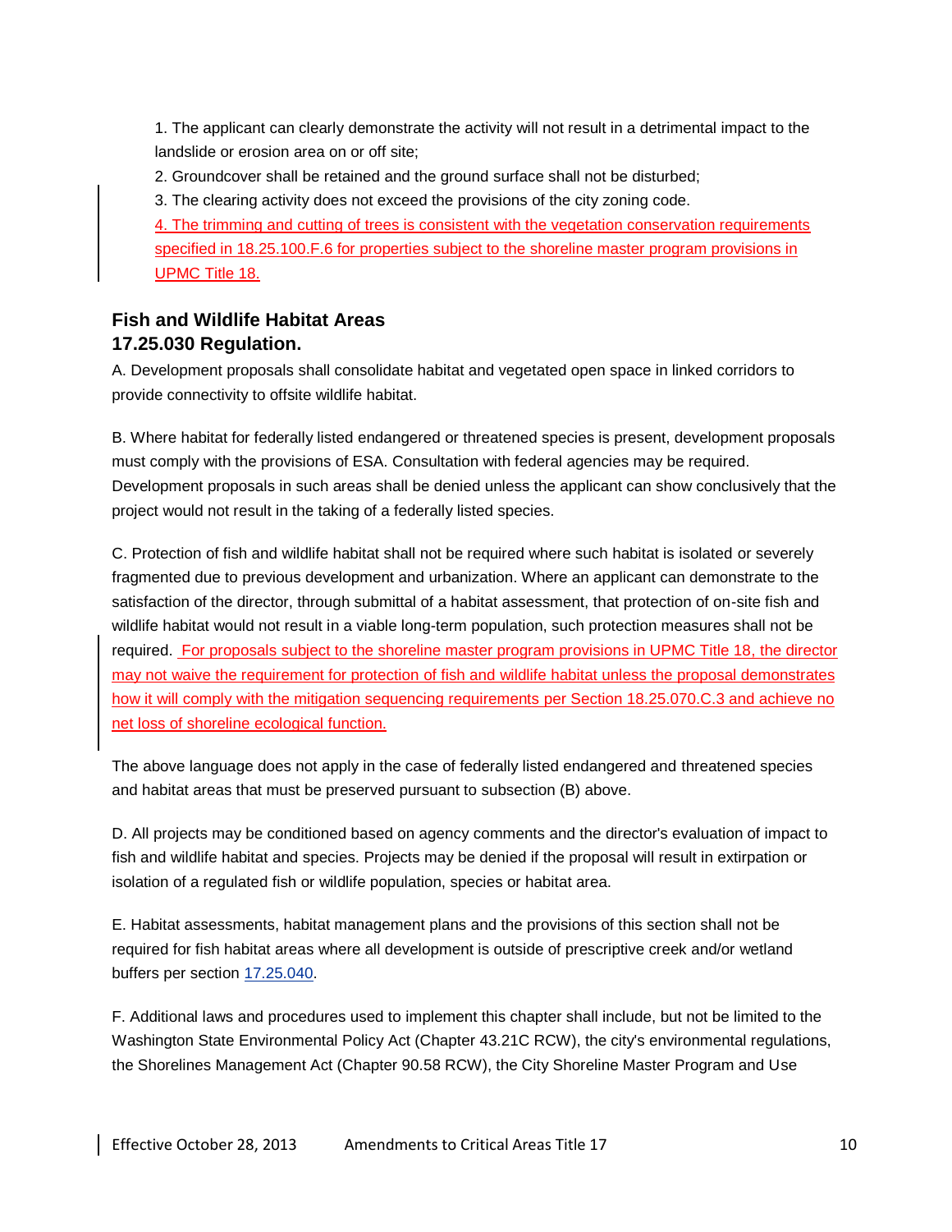1. The applicant can clearly demonstrate the activity will not result in a detrimental impact to the landslide or erosion area on or off site;

2. Groundcover shall be retained and the ground surface shall not be disturbed;

3. The clearing activity does not exceed the provisions of the city zoning code.

4. The trimming and cutting of trees is consistent with the vegetation conservation requirements specified in 18.25.100.F.6 for properties subject to the shoreline master program provisions in UPMC Title 18.

## Fish and Wildlife Habitat Areas

## 17.25.030 Regulation.

A. Development proposals shall consolidate habitat and vegetated open space in linked corridors to provide connectivity to offsite wildlife habitat.

B. Where habitat for federally listed endangered or threatened species is present, development proposals must comply with the provisions of ESA. Consultation with federal agencies may be required. Development proposals in such areas shall be denied unless the applicant can show conclusively that the project would not result in the taking of a federally listed species.

C. Protection of fish and wildlife habitat shall not be required where such habitat is isolated or severely fragmented due to previous development and urbanization. Where an applicant can demonstrate to the satisfaction of the director, through submittal of a habitat assessment, that protection of on-site fish and wildlife habitat would not result in a viable long-term population, such protection measures shall not be required. For proposals subject to the shoreline master program provisions in UPMC Title 18, the director may not waive the requirement for protection of fish and wildlife habitat unless the proposal demonstrates how it will comply with the mitigation sequencing requirements per Section 18.25.070.C.3 and achieve no net loss of shoreline ecological function.

The above language does not apply in the case of federally listed endangered and threatened species and habitat areas that must be preserved pursuant to subsection (B) above.

D. All projects may be conditioned based on agency comments and the director's evaluation of impact to fish and wildlife habitat and species. Projects may be denied if the proposal will result in extirpation or isolation of a regulated fish or wildlife population, species or habitat area.

E. Habitat assessments, habitat management plans and the provisions of this section shall not be required for fish habitat areas where all development is outside of prescriptive creek and/or wetland buffers per section 17.25.040.

F. Additional laws and procedures used to implement this chapter shall include, but not be limited to the Washington State Environmental Policy Act (Chapter 43.21C RCW), the city's environmental regulations, the Shorelines Management Act (Chapter 90.58 RCW), the City Shoreline Master Program and Use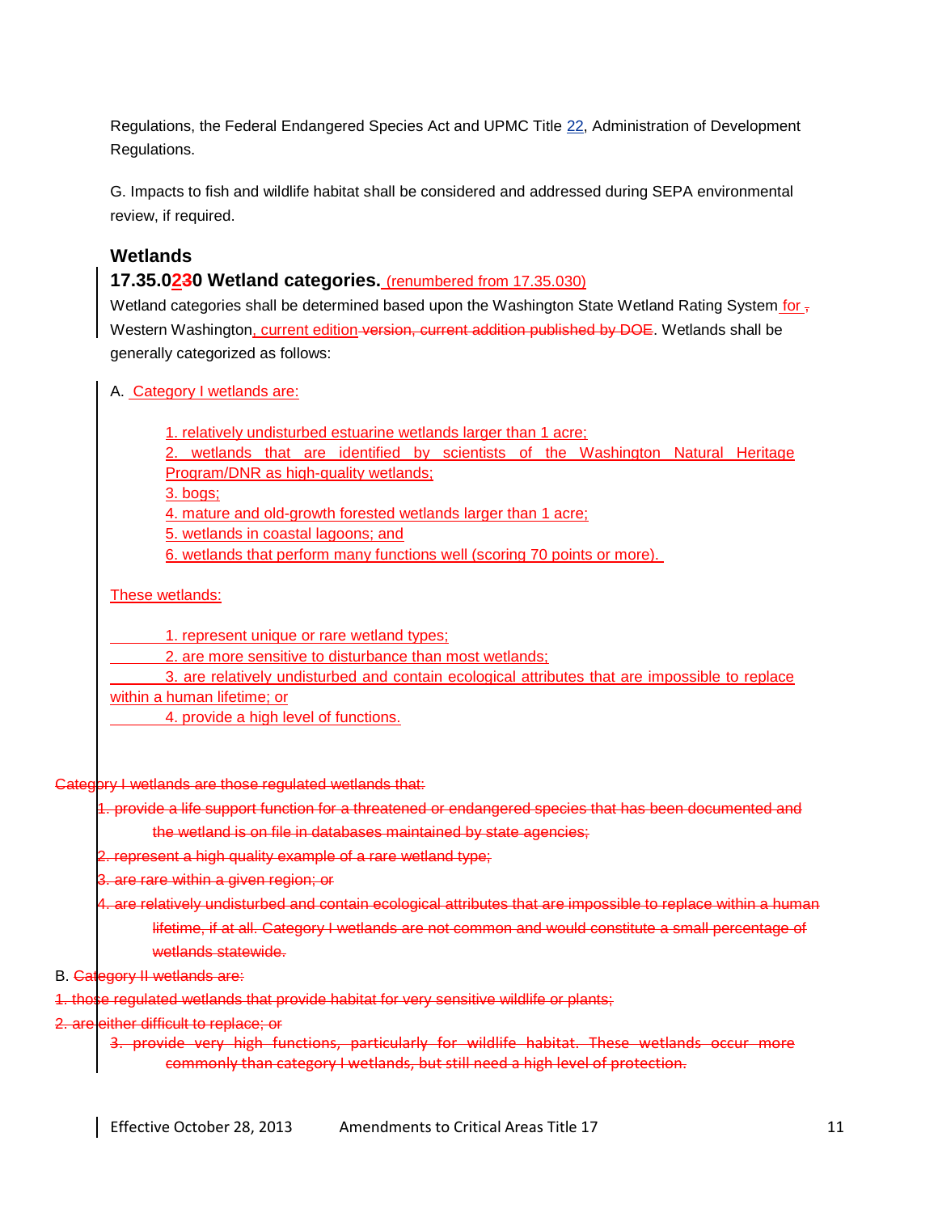Regulations, the Federal Endangered Species Act and UPMC Title 22, Administration of Development Regulations.

G. Impacts to fish and wildlife habitat shall be considered and addressed during SEPA environmental review, if required.

## Wetlands

### 17.35.0~~3~~20 Wetland categories. (renumbered from 17.35.030)

Wetland categories shall be determined based upon the Washington State Wetland Rating System for ~~,~~ Western Washington, current edition ~~version, current addition published by DOE~~. Wetlands shall be generally categorized as follows:

A. Category I wetlands are:

1. relatively undisturbed estuarine wetlands larger than 1 acre;
2. wetlands that are identified by scientists of the Washington Natural Heritage Program/DNR as high-quality wetlands;
3. bogs;
4. mature and old-growth forested wetlands larger than 1 acre;
5. wetlands in coastal lagoons; and
6. wetlands that perform many functions well (scoring 70 points or more).

These wetlands:

1. represent unique or rare wetland types;
2. are more sensitive to disturbance than most wetlands;
3. are relatively undisturbed and contain ecological attributes that are impossible to replace within a human lifetime; or
4. provide a high level of functions.

~~Category I wetlands are those regulated wetlands that:~~

~~1. provide a life support function for a threatened or endangered species that has been documented and the wetland is on file in databases maintained by state agencies;~~

~~2. represent a high quality example of a rare wetland type;~~

~~3. are rare within a given region; or~~

~~4. are relatively undisturbed and contain ecological attributes that are impossible to replace within a human lifetime, if at all. Category I wetlands are not common and would constitute a small percentage of wetlands statewide.~~

B. ~~Category II wetlands are:~~

~~1. those regulated wetlands that provide habitat for very sensitive wildlife or plants;~~

~~2. are either difficult to replace; or~~

~~3. provide very high functions, particularly for wildlife habitat. These wetlands occur more commonly than category I wetlands, but still need a high level of protection.~~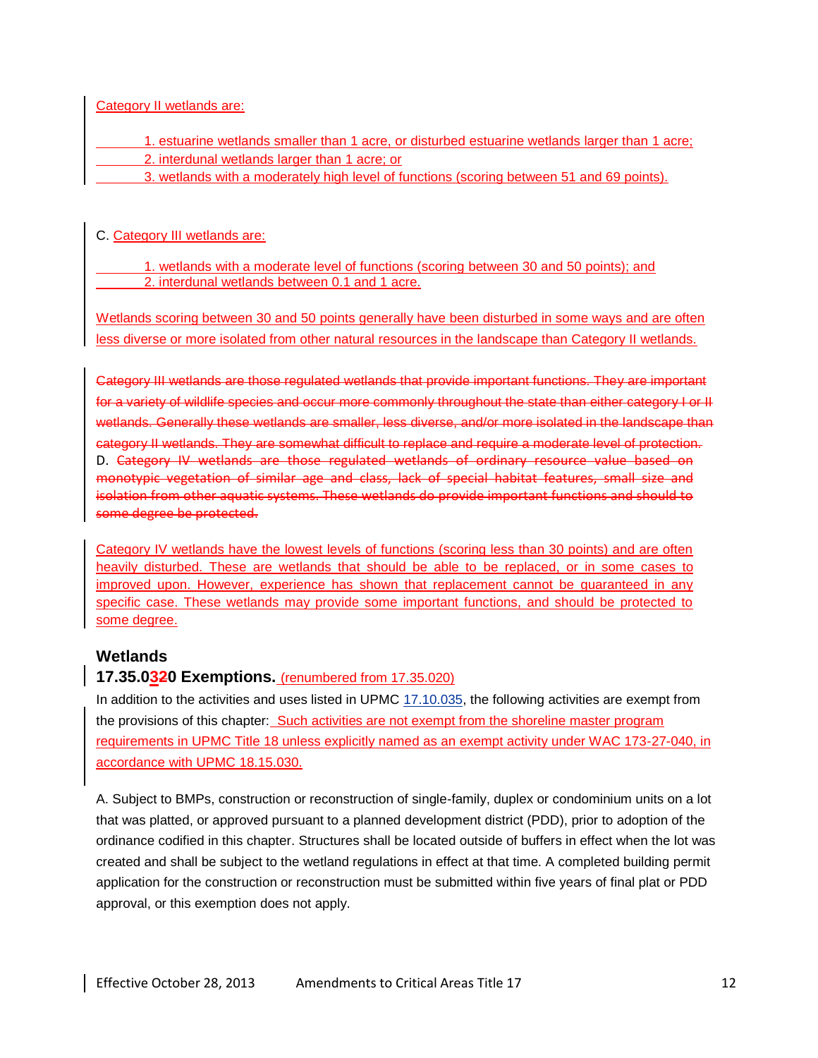Category II wetlands are:

1. estuarine wetlands smaller than 1 acre, or disturbed estuarine wetlands larger than 1 acre;
2. interdunal wetlands larger than 1 acre; or
3. wetlands with a moderately high level of functions (scoring between 51 and 69 points).

C. Category III wetlands are:

1. wetlands with a moderate level of functions (scoring between 30 and 50 points); and
2. interdunal wetlands between 0.1 and 1 acre.

Wetlands scoring between 30 and 50 points generally have been disturbed in some ways and are often less diverse or more isolated from other natural resources in the landscape than Category II wetlands.

~~Category III wetlands are those regulated wetlands that provide important functions. They are important for a variety of wildlife species and occur more commonly throughout the state than either category I or II wetlands. Generally these wetlands are smaller, less diverse, and/or more isolated in the landscape than category II wetlands. They are somewhat difficult to replace and require a moderate level of protection.~~

D. ~~Category IV wetlands are those regulated wetlands of ordinary resource value based on monotypic vegetation of similar age and class, lack of special habitat features, small size and isolation from other aquatic systems. These wetlands do provide important functions and should to some degree be protected.~~

Category IV wetlands have the lowest levels of functions (scoring less than 30 points) and are often heavily disturbed. These are wetlands that should be able to be replaced, or in some cases to improved upon. However, experience has shown that replacement cannot be guaranteed in any specific case. These wetlands may provide some important functions, and should be protected to some degree.

### Wetlands

### 17.35.0~~2~~30 Exemptions. (renumbered from 17.35.020)

In addition to the activities and uses listed in UPMC 17.10.035, the following activities are exempt from the provisions of this chapter: Such activities are not exempt from the shoreline master program requirements in UPMC Title 18 unless explicitly named as an exempt activity under WAC 173-27-040, in accordance with UPMC 18.15.030.

A. Subject to BMPs, construction or reconstruction of single-family, duplex or condominium units on a lot that was platted, or approved pursuant to a planned development district (PDD), prior to adoption of the ordinance codified in this chapter. Structures shall be located outside of buffers in effect when the lot was created and shall be subject to the wetland regulations in effect at that time. A completed building permit application for the construction or reconstruction must be submitted within five years of final plat or PDD approval, or this exemption does not apply.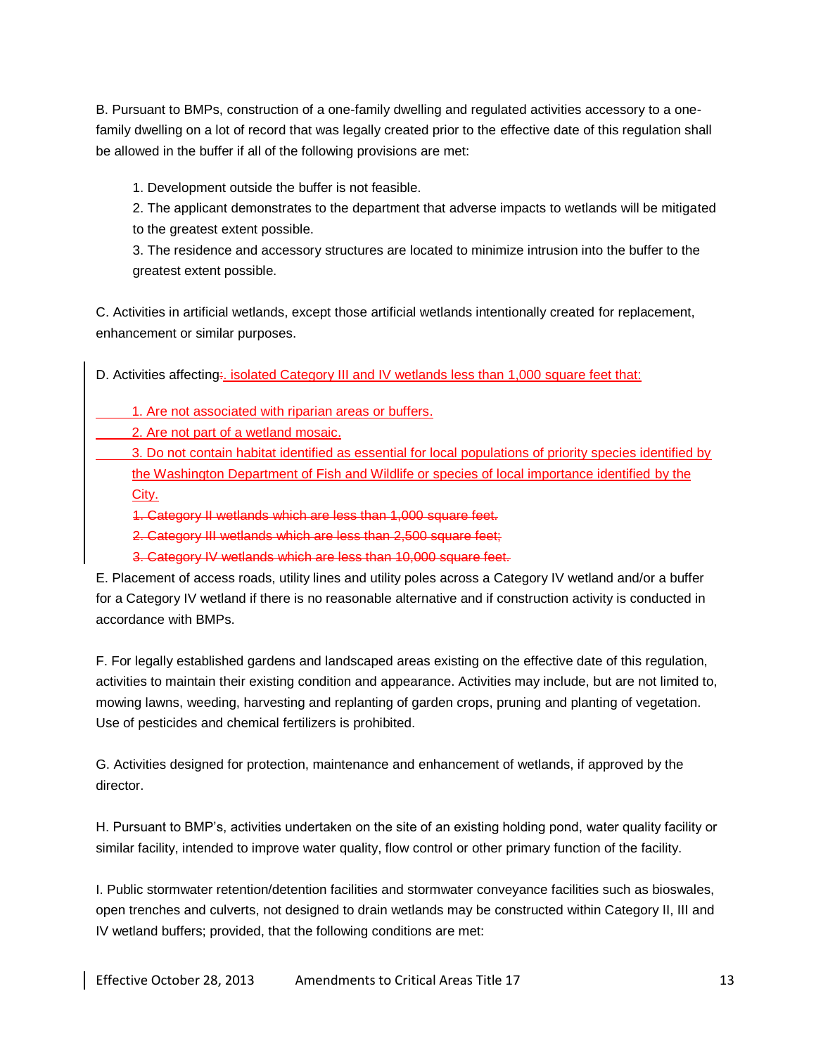B. Pursuant to BMPs, construction of a one-family dwelling and regulated activities accessory to a one-family dwelling on a lot of record that was legally created prior to the effective date of this regulation shall be allowed in the buffer if all of the following provisions are met:

1. Development outside the buffer is not feasible.
2. The applicant demonstrates to the department that adverse impacts to wetlands will be mitigated to the greatest extent possible.
3. The residence and accessory structures are located to minimize intrusion into the buffer to the greatest extent possible.

C. Activities in artificial wetlands, except those artificial wetlands intentionally created for replacement, enhancement or similar purposes.

D. Activities affecting~~:~~. isolated Category III and IV wetlands less than 1,000 square feet that:

1. Are not associated with riparian areas or buffers.
2. Are not part of a wetland mosaic.
3. Do not contain habitat identified as essential for local populations of priority species identified by the Washington Department of Fish and Wildlife or species of local importance identified by the City.

~~1. Category II wetlands which are less than 1,000 square feet.~~
~~2. Category III wetlands which are less than 2,500 square feet;~~
~~3. Category IV wetlands which are less than 10,000 square feet.~~

E. Placement of access roads, utility lines and utility poles across a Category IV wetland and/or a buffer for a Category IV wetland if there is no reasonable alternative and if construction activity is conducted in accordance with BMPs.

F. For legally established gardens and landscaped areas existing on the effective date of this regulation, activities to maintain their existing condition and appearance. Activities may include, but are not limited to, mowing lawns, weeding, harvesting and replanting of garden crops, pruning and planting of vegetation. Use of pesticides and chemical fertilizers is prohibited.

G. Activities designed for protection, maintenance and enhancement of wetlands, if approved by the director.

H. Pursuant to BMP's, activities undertaken on the site of an existing holding pond, water quality facility or similar facility, intended to improve water quality, flow control or other primary function of the facility.

I. Public stormwater retention/detention facilities and stormwater conveyance facilities such as bioswales, open trenches and culverts, not designed to drain wetlands may be constructed within Category II, III and IV wetland buffers; provided, that the following conditions are met: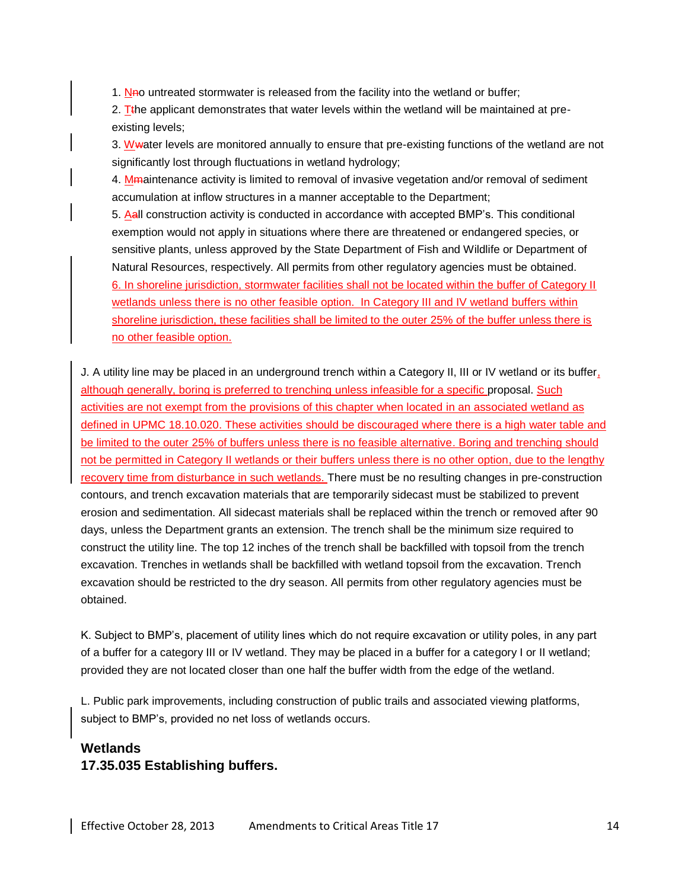1. ~~N~~no untreated stormwater is released from the facility into the wetland or buffer;
2. ~~T~~the applicant demonstrates that water levels within the wetland will be maintained at pre-existing levels;
3. ~~W~~water levels are monitored annually to ensure that pre-existing functions of the wetland are not significantly lost through fluctuations in wetland hydrology;
4. ~~M~~maintenance activity is limited to removal of invasive vegetation and/or removal of sediment accumulation at inflow structures in a manner acceptable to the Department;
5. ~~A~~all construction activity is conducted in accordance with accepted BMP's. This conditional exemption would not apply in situations where there are threatened or endangered species, or sensitive plants, unless approved by the State Department of Fish and Wildlife or Department of Natural Resources, respectively. All permits from other regulatory agencies must be obtained.
6. In shoreline jurisdiction, stormwater facilities shall not be located within the buffer of Category II wetlands unless there is no other feasible option. In Category III and IV wetland buffers within shoreline jurisdiction, these facilities shall be limited to the outer 25% of the buffer unless there is no other feasible option.

J. A utility line may be placed in an underground trench within a Category II, III or IV wetland or its buffer, although generally, boring is preferred to trenching unless infeasible for a specific proposal. Such activities are not exempt from the provisions of this chapter when located in an associated wetland as defined in UPMC 18.10.020. These activities should be discouraged where there is a high water table and be limited to the outer 25% of buffers unless there is no feasible alternative. Boring and trenching should not be permitted in Category II wetlands or their buffers unless there is no other option, due to the lengthy recovery time from disturbance in such wetlands. There must be no resulting changes in pre-construction contours, and trench excavation materials that are temporarily sidecast must be stabilized to prevent erosion and sedimentation. All sidecast materials shall be replaced within the trench or removed after 90 days, unless the Department grants an extension. The trench shall be the minimum size required to construct the utility line. The top 12 inches of the trench shall be backfilled with topsoil from the trench excavation. Trenches in wetlands shall be backfilled with wetland topsoil from the excavation. Trench excavation should be restricted to the dry season. All permits from other regulatory agencies must be obtained.

K. Subject to BMP's, placement of utility lines which do not require excavation or utility poles, in any part of a buffer for a category III or IV wetland. They may be placed in a buffer for a category I or II wetland; provided they are not located closer than one half the buffer width from the edge of the wetland.

L. Public park improvements, including construction of public trails and associated viewing platforms, subject to BMP's, provided no net loss of wetlands occurs.

**Wetlands**
**17.35.035 Establishing buffers.**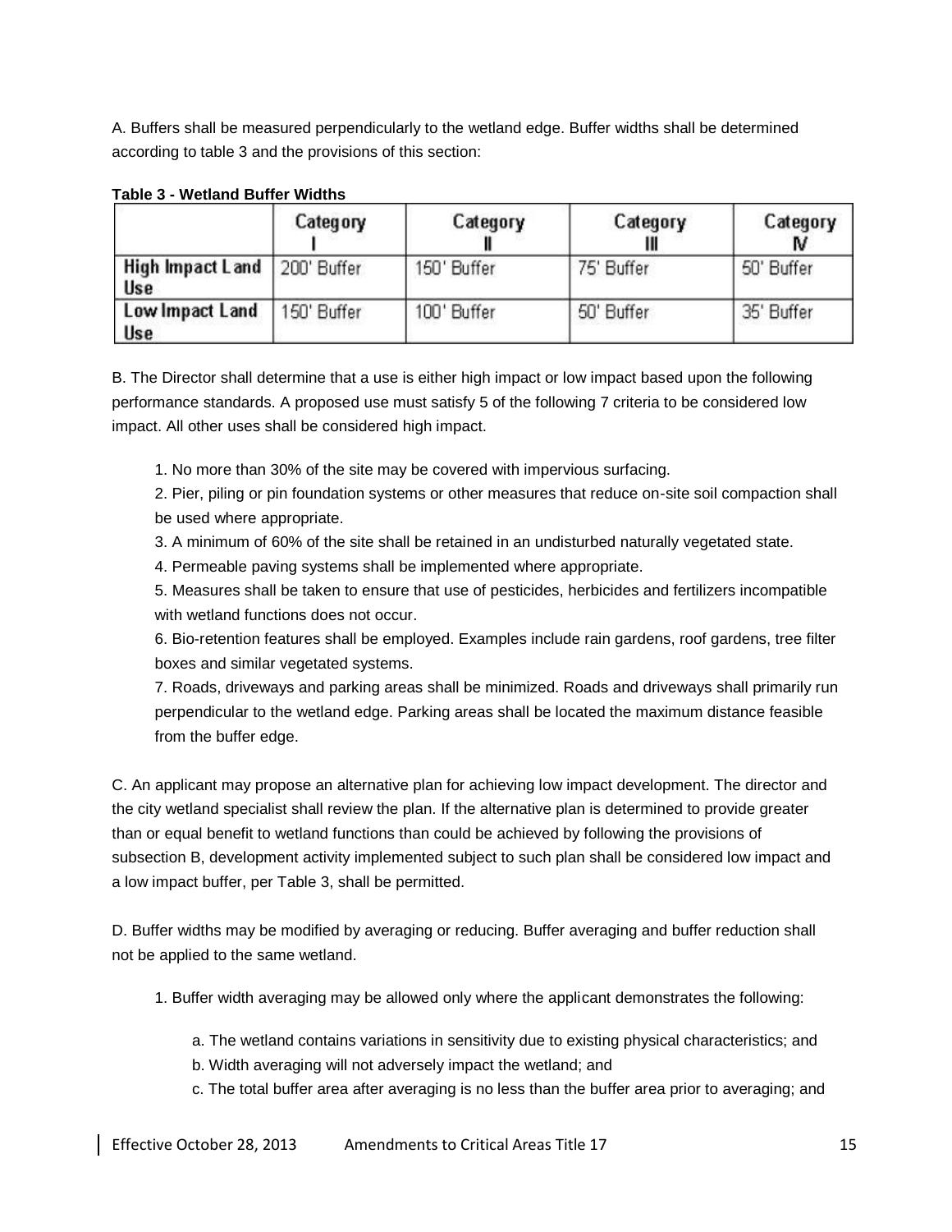A. Buffers shall be measured perpendicularly to the wetland edge. Buffer widths shall be determined according to table 3 and the provisions of this section:

**Table 3 - Wetland Buffer Widths**

| | Category I | Category II | Category III | Category IV |
|---|---|---|---|---|
| **High Impact Land Use** | 200' Buffer | 150' Buffer | 75' Buffer | 50' Buffer |
| **Low Impact Land Use** | 150' Buffer | 100' Buffer | 50' Buffer | 35' Buffer |

B. The Director shall determine that a use is either high impact or low impact based upon the following performance standards. A proposed use must satisfy 5 of the following 7 criteria to be considered low impact. All other uses shall be considered high impact.

1. No more than 30% of the site may be covered with impervious surfacing.
2. Pier, piling or pin foundation systems or other measures that reduce on-site soil compaction shall be used where appropriate.
3. A minimum of 60% of the site shall be retained in an undisturbed naturally vegetated state.
4. Permeable paving systems shall be implemented where appropriate.
5. Measures shall be taken to ensure that use of pesticides, herbicides and fertilizers incompatible with wetland functions does not occur.
6. Bio-retention features shall be employed. Examples include rain gardens, roof gardens, tree filter boxes and similar vegetated systems.
7. Roads, driveways and parking areas shall be minimized. Roads and driveways shall primarily run perpendicular to the wetland edge. Parking areas shall be located the maximum distance feasible from the buffer edge.

C. An applicant may propose an alternative plan for achieving low impact development. The director and the city wetland specialist shall review the plan. If the alternative plan is determined to provide greater than or equal benefit to wetland functions than could be achieved by following the provisions of subsection B, development activity implemented subject to such plan shall be considered low impact and a low impact buffer, per Table 3, shall be permitted.

D. Buffer widths may be modified by averaging or reducing. Buffer averaging and buffer reduction shall not be applied to the same wetland.

1. Buffer width averaging may be allowed only where the applicant demonstrates the following:

   a. The wetland contains variations in sensitivity due to existing physical characteristics; and
   b. Width averaging will not adversely impact the wetland; and
   c. The total buffer area after averaging is no less than the buffer area prior to averaging; and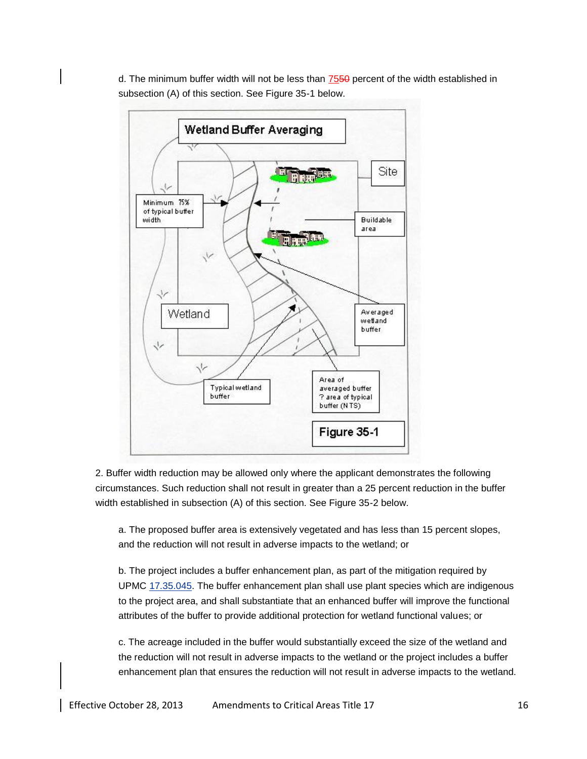d. The minimum buffer width will not be less than 75~~50~~ percent of the width established in subsection (A) of this section. See Figure 35-1 below.

Figure 35-1

2. Buffer width reduction may be allowed only where the applicant demonstrates the following circumstances. Such reduction shall not result in greater than a 25 percent reduction in the buffer width established in subsection (A) of this section. See Figure 35-2 below.

a. The proposed buffer area is extensively vegetated and has less than 15 percent slopes, and the reduction will not result in adverse impacts to the wetland; or

b. The project includes a buffer enhancement plan, as part of the mitigation required by UPMC 17.35.045. The buffer enhancement plan shall use plant species which are indigenous to the project area, and shall substantiate that an enhanced buffer will improve the functional attributes of the buffer to provide additional protection for wetland functional values; or

c. The acreage included in the buffer would substantially exceed the size of the wetland and the reduction will not result in adverse impacts to the wetland or the project includes a buffer enhancement plan that ensures the reduction will not result in adverse impacts to the wetland.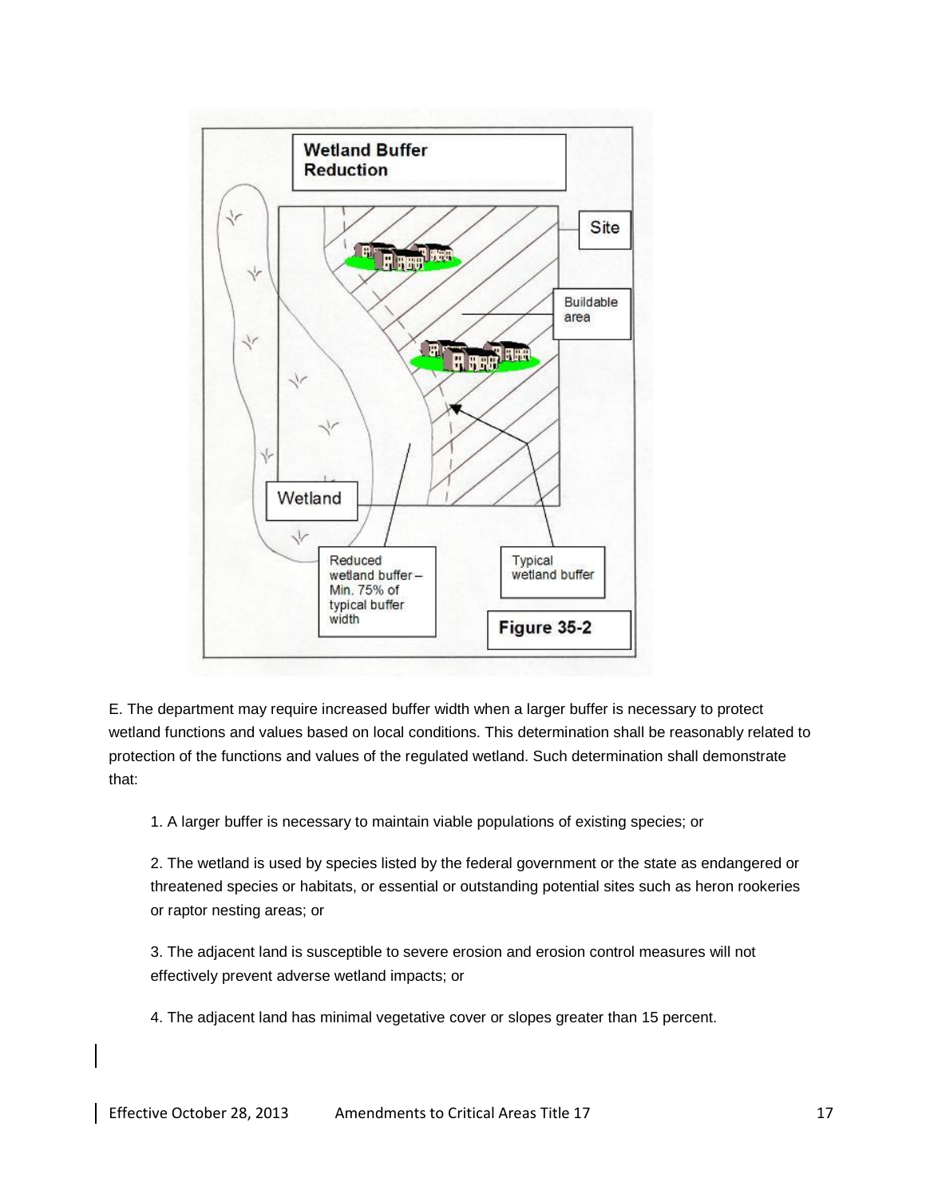E. The department may require increased buffer width when a larger buffer is necessary to protect wetland functions and values based on local conditions. This determination shall be reasonably related to protection of the functions and values of the regulated wetland. Such determination shall demonstrate that:

1. A larger buffer is necessary to maintain viable populations of existing species; or

2. The wetland is used by species listed by the federal government or the state as endangered or threatened species or habitats, or essential or outstanding potential sites such as heron rookeries or raptor nesting areas; or

3. The adjacent land is susceptible to severe erosion and erosion control measures will not effectively prevent adverse wetland impacts; or

4. The adjacent land has minimal vegetative cover or slopes greater than 15 percent.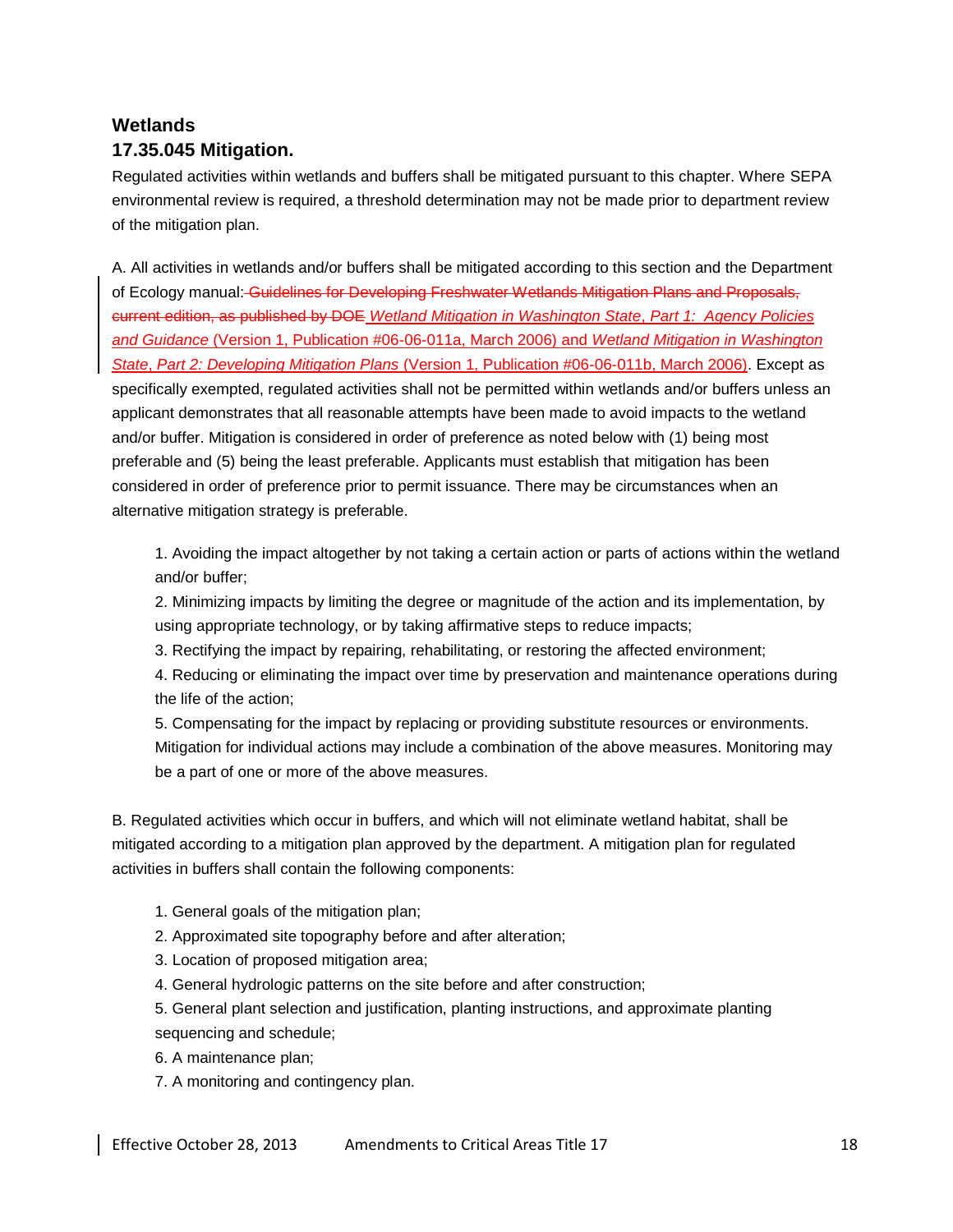## Wetlands

## 17.35.045 Mitigation.

Regulated activities within wetlands and buffers shall be mitigated pursuant to this chapter. Where SEPA environmental review is required, a threshold determination may not be made prior to department review of the mitigation plan.

A. All activities in wetlands and/or buffers shall be mitigated according to this section and the Department of Ecology manual: ~~Guidelines for Developing Freshwater Wetlands Mitigation Plans and Proposals, current edition, as published by DOE~~ *Wetland Mitigation in Washington State*, *Part 1: Agency Policies and Guidance* (Version 1, Publication #06-06-011a, March 2006) and *Wetland Mitigation in Washington State*, *Part 2: Developing Mitigation Plans* (Version 1, Publication #06-06-011b, March 2006). Except as specifically exempted, regulated activities shall not be permitted within wetlands and/or buffers unless an applicant demonstrates that all reasonable attempts have been made to avoid impacts to the wetland and/or buffer. Mitigation is considered in order of preference as noted below with (1) being most preferable and (5) being the least preferable. Applicants must establish that mitigation has been considered in order of preference prior to permit issuance. There may be circumstances when an alternative mitigation strategy is preferable.

1. Avoiding the impact altogether by not taking a certain action or parts of actions within the wetland and/or buffer;
2. Minimizing impacts by limiting the degree or magnitude of the action and its implementation, by using appropriate technology, or by taking affirmative steps to reduce impacts;
3. Rectifying the impact by repairing, rehabilitating, or restoring the affected environment;
4. Reducing or eliminating the impact over time by preservation and maintenance operations during the life of the action;
5. Compensating for the impact by replacing or providing substitute resources or environments. Mitigation for individual actions may include a combination of the above measures. Monitoring may be a part of one or more of the above measures.

B. Regulated activities which occur in buffers, and which will not eliminate wetland habitat, shall be mitigated according to a mitigation plan approved by the department. A mitigation plan for regulated activities in buffers shall contain the following components:

1. General goals of the mitigation plan;
2. Approximated site topography before and after alteration;
3. Location of proposed mitigation area;
4. General hydrologic patterns on the site before and after construction;
5. General plant selection and justification, planting instructions, and approximate planting sequencing and schedule;
6. A maintenance plan;
7. A monitoring and contingency plan.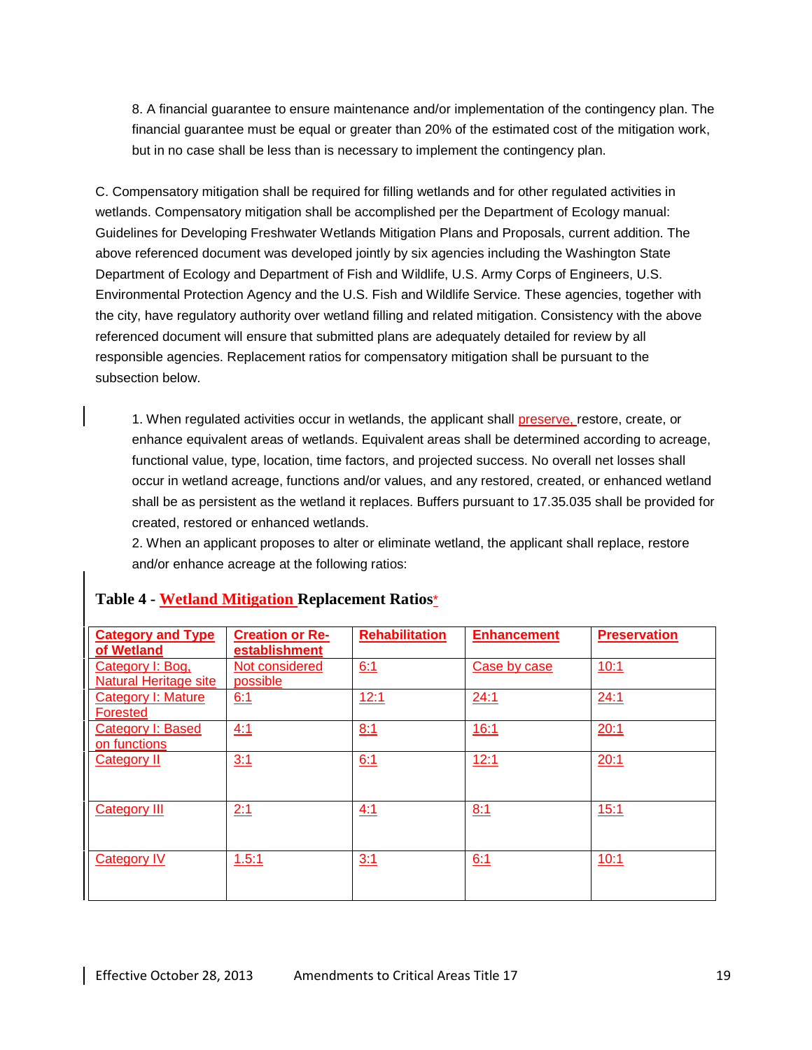8. A financial guarantee to ensure maintenance and/or implementation of the contingency plan. The financial guarantee must be equal or greater than 20% of the estimated cost of the mitigation work, but in no case shall be less than is necessary to implement the contingency plan.

C. Compensatory mitigation shall be required for filling wetlands and for other regulated activities in wetlands. Compensatory mitigation shall be accomplished per the Department of Ecology manual: Guidelines for Developing Freshwater Wetlands Mitigation Plans and Proposals, current addition. The above referenced document was developed jointly by six agencies including the Washington State Department of Ecology and Department of Fish and Wildlife, U.S. Army Corps of Engineers, U.S. Environmental Protection Agency and the U.S. Fish and Wildlife Service. These agencies, together with the city, have regulatory authority over wetland filling and related mitigation. Consistency with the above referenced document will ensure that submitted plans are adequately detailed for review by all responsible agencies. Replacement ratios for compensatory mitigation shall be pursuant to the subsection below.

1. When regulated activities occur in wetlands, the applicant shall preserve, restore, create, or enhance equivalent areas of wetlands. Equivalent areas shall be determined according to acreage, functional value, type, location, time factors, and projected success. No overall net losses shall occur in wetland acreage, functions and/or values, and any restored, created, or enhanced wetland shall be as persistent as the wetland it replaces. Buffers pursuant to 17.35.035 shall be provided for created, restored or enhanced wetlands.

2. When an applicant proposes to alter or eliminate wetland, the applicant shall replace, restore and/or enhance acreage at the following ratios:

**Table 4 - Wetland Mitigation Replacement Ratios***

| Category and Type of Wetland | Creation or Re-establishment | Rehabilitation | Enhancement | Preservation |
|---|---|---|---|---|
| Category I: Bog, Natural Heritage site | Not considered possible | 6:1 | Case by case | 10:1 |
| Category I: Mature Forested | 6:1 | 12:1 | 24:1 | 24:1 |
| Category I: Based on functions | 4:1 | 8:1 | 16:1 | 20:1 |
| Category II | 3:1 | 6:1 | 12:1 | 20:1 |
| Category III | 2:1 | 4:1 | 8:1 | 15:1 |
| Category IV | 1.5:1 | 3:1 | 6:1 | 10:1 |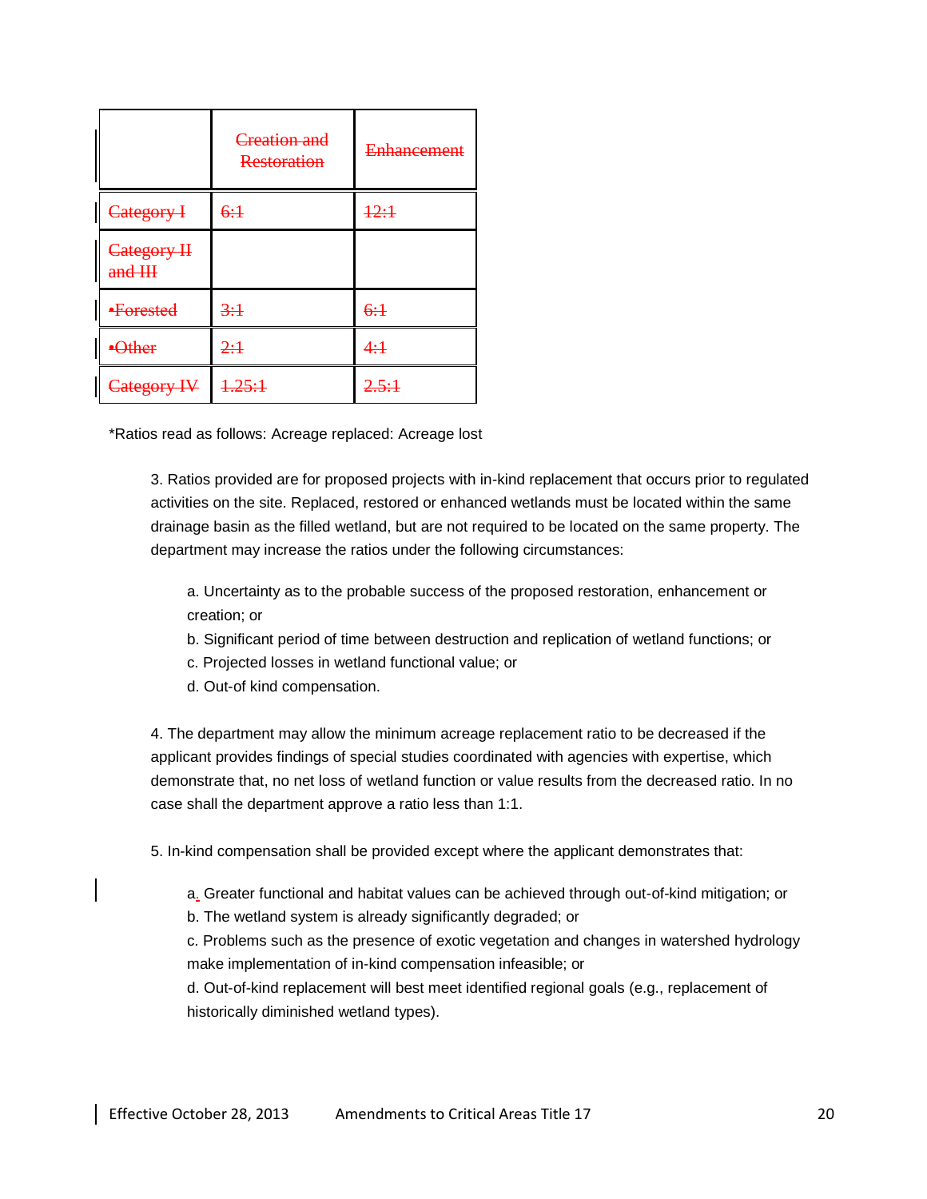| | ~~Creation and Restoration~~ | ~~Enhancement~~ |
|---|---|---|
| ~~Category I~~ | ~~6:1~~ | ~~12:1~~ |
| ~~Category II and III~~ | | |
| ~~•Forested~~ | ~~3:1~~ | ~~6:1~~ |
| ~~•Other~~ | ~~2:1~~ | ~~4:1~~ |
| ~~Category IV~~ | ~~1.25:1~~ | ~~2.5:1~~ |

*Ratios read as follows: Acreage replaced: Acreage lost

3. Ratios provided are for proposed projects with in-kind replacement that occurs prior to regulated activities on the site. Replaced, restored or enhanced wetlands must be located within the same drainage basin as the filled wetland, but are not required to be located on the same property. The department may increase the ratios under the following circumstances:

a. Uncertainty as to the probable success of the proposed restoration, enhancement or creation; or
b. Significant period of time between destruction and replication of wetland functions; or
c. Projected losses in wetland functional value; or
d. Out-of kind compensation.

4. The department may allow the minimum acreage replacement ratio to be decreased if the applicant provides findings of special studies coordinated with agencies with expertise, which demonstrate that, no net loss of wetland function or value results from the decreased ratio. In no case shall the department approve a ratio less than 1:1.

5. In-kind compensation shall be provided except where the applicant demonstrates that:

a. Greater functional and habitat values can be achieved through out-of-kind mitigation; or
b. The wetland system is already significantly degraded; or
c. Problems such as the presence of exotic vegetation and changes in watershed hydrology make implementation of in-kind compensation infeasible; or
d. Out-of-kind replacement will best meet identified regional goals (e.g., replacement of historically diminished wetland types).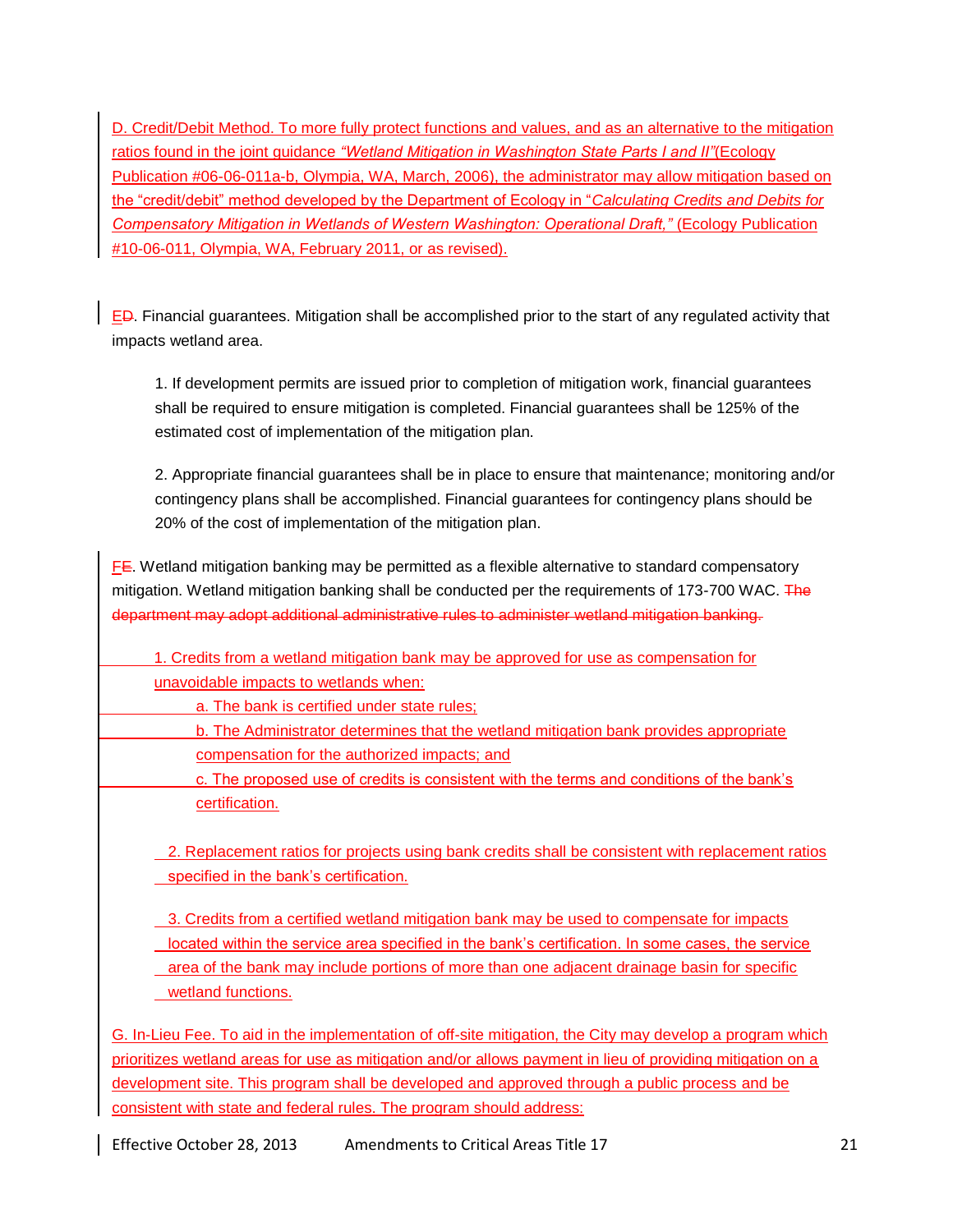D. Credit/Debit Method. To more fully protect functions and values, and as an alternative to the mitigation ratios found in the joint guidance *"Wetland Mitigation in Washington State Parts I and II"*(Ecology Publication #06-06-011a-b, Olympia, WA, March, 2006), the administrator may allow mitigation based on the "credit/debit" method developed by the Department of Ecology in "*Calculating Credits and Debits for Compensatory Mitigation in Wetlands of Western Washington: Operational Draft,"* (Ecology Publication #10-06-011, Olympia, WA, February 2011, or as revised).

ED. Financial guarantees. Mitigation shall be accomplished prior to the start of any regulated activity that impacts wetland area.

1. If development permits are issued prior to completion of mitigation work, financial guarantees shall be required to ensure mitigation is completed. Financial guarantees shall be 125% of the estimated cost of implementation of the mitigation plan.

2. Appropriate financial guarantees shall be in place to ensure that maintenance; monitoring and/or contingency plans shall be accomplished. Financial guarantees for contingency plans should be 20% of the cost of implementation of the mitigation plan.

FE. Wetland mitigation banking may be permitted as a flexible alternative to standard compensatory mitigation. Wetland mitigation banking shall be conducted per the requirements of 173-700 WAC. ~~The department may adopt additional administrative rules to administer wetland mitigation banking.~~

1. Credits from a wetland mitigation bank may be approved for use as compensation for unavoidable impacts to wetlands when:
   - a. The bank is certified under state rules;
   - b. The Administrator determines that the wetland mitigation bank provides appropriate compensation for the authorized impacts; and
   - c. The proposed use of credits is consistent with the terms and conditions of the bank's certification.

2. Replacement ratios for projects using bank credits shall be consistent with replacement ratios specified in the bank's certification.

3. Credits from a certified wetland mitigation bank may be used to compensate for impacts located within the service area specified in the bank's certification. In some cases, the service area of the bank may include portions of more than one adjacent drainage basin for specific wetland functions.

G. In-Lieu Fee. To aid in the implementation of off-site mitigation, the City may develop a program which prioritizes wetland areas for use as mitigation and/or allows payment in lieu of providing mitigation on a development site. This program shall be developed and approved through a public process and be consistent with state and federal rules. The program should address: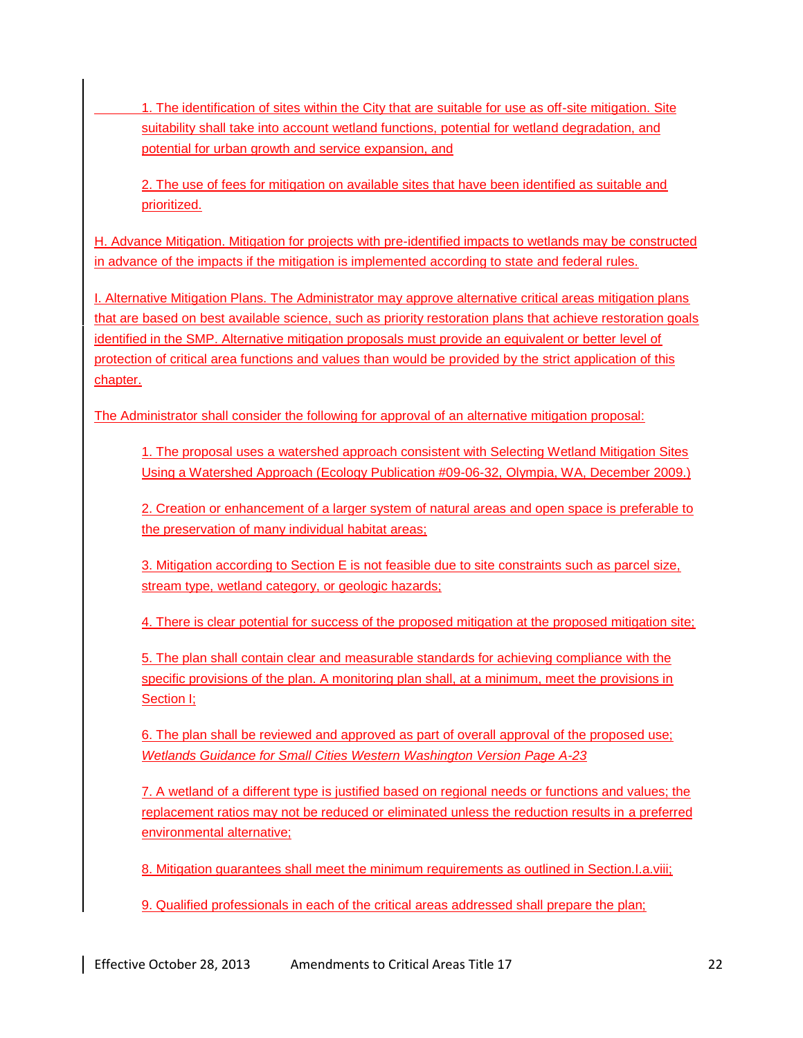1. The identification of sites within the City that are suitable for use as off-site mitigation. Site suitability shall take into account wetland functions, potential for wetland degradation, and potential for urban growth and service expansion, and

2. The use of fees for mitigation on available sites that have been identified as suitable and prioritized.

H. Advance Mitigation. Mitigation for projects with pre-identified impacts to wetlands may be constructed in advance of the impacts if the mitigation is implemented according to state and federal rules.

I. Alternative Mitigation Plans. The Administrator may approve alternative critical areas mitigation plans that are based on best available science, such as priority restoration plans that achieve restoration goals identified in the SMP. Alternative mitigation proposals must provide an equivalent or better level of protection of critical area functions and values than would be provided by the strict application of this chapter.

The Administrator shall consider the following for approval of an alternative mitigation proposal:

1. The proposal uses a watershed approach consistent with Selecting Wetland Mitigation Sites Using a Watershed Approach (Ecology Publication #09-06-32, Olympia, WA, December 2009.)

2. Creation or enhancement of a larger system of natural areas and open space is preferable to the preservation of many individual habitat areas;

3. Mitigation according to Section E is not feasible due to site constraints such as parcel size, stream type, wetland category, or geologic hazards;

4. There is clear potential for success of the proposed mitigation at the proposed mitigation site;

5. The plan shall contain clear and measurable standards for achieving compliance with the specific provisions of the plan. A monitoring plan shall, at a minimum, meet the provisions in Section I;

6. The plan shall be reviewed and approved as part of overall approval of the proposed use; *Wetlands Guidance for Small Cities Western Washington Version Page A-23*

7. A wetland of a different type is justified based on regional needs or functions and values; the replacement ratios may not be reduced or eliminated unless the reduction results in a preferred environmental alternative;

8. Mitigation guarantees shall meet the minimum requirements as outlined in Section.I.a.viii;

9. Qualified professionals in each of the critical areas addressed shall prepare the plan;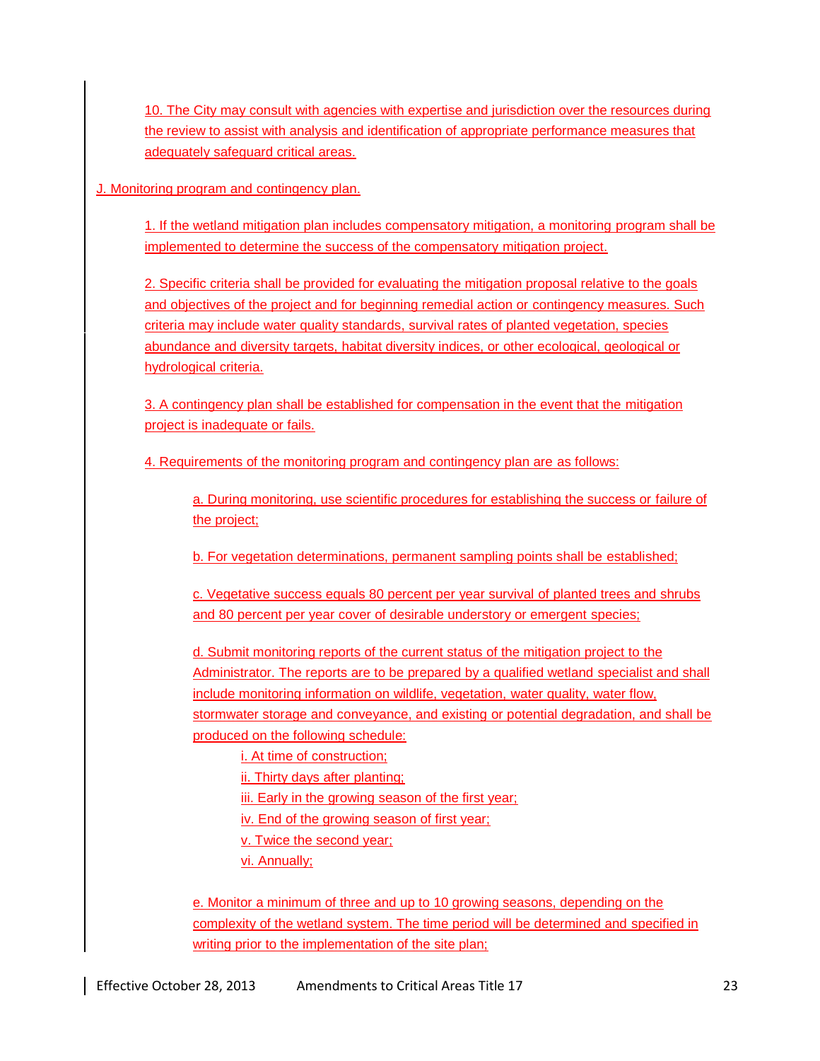10. The City may consult with agencies with expertise and jurisdiction over the resources during the review to assist with analysis and identification of appropriate performance measures that adequately safeguard critical areas.

J. Monitoring program and contingency plan.

1. If the wetland mitigation plan includes compensatory mitigation, a monitoring program shall be implemented to determine the success of the compensatory mitigation project.

2. Specific criteria shall be provided for evaluating the mitigation proposal relative to the goals and objectives of the project and for beginning remedial action or contingency measures. Such criteria may include water quality standards, survival rates of planted vegetation, species abundance and diversity targets, habitat diversity indices, or other ecological, geological or hydrological criteria.

3. A contingency plan shall be established for compensation in the event that the mitigation project is inadequate or fails.

4. Requirements of the monitoring program and contingency plan are as follows:

a. During monitoring, use scientific procedures for establishing the success or failure of the project;

b. For vegetation determinations, permanent sampling points shall be established;

c. Vegetative success equals 80 percent per year survival of planted trees and shrubs and 80 percent per year cover of desirable understory or emergent species;

d. Submit monitoring reports of the current status of the mitigation project to the Administrator. The reports are to be prepared by a qualified wetland specialist and shall include monitoring information on wildlife, vegetation, water quality, water flow, stormwater storage and conveyance, and existing or potential degradation, and shall be produced on the following schedule:

i. At time of construction;
ii. Thirty days after planting;
iii. Early in the growing season of the first year;
iv. End of the growing season of first year;
v. Twice the second year;
vi. Annually;

e. Monitor a minimum of three and up to 10 growing seasons, depending on the complexity of the wetland system. The time period will be determined and specified in writing prior to the implementation of the site plan;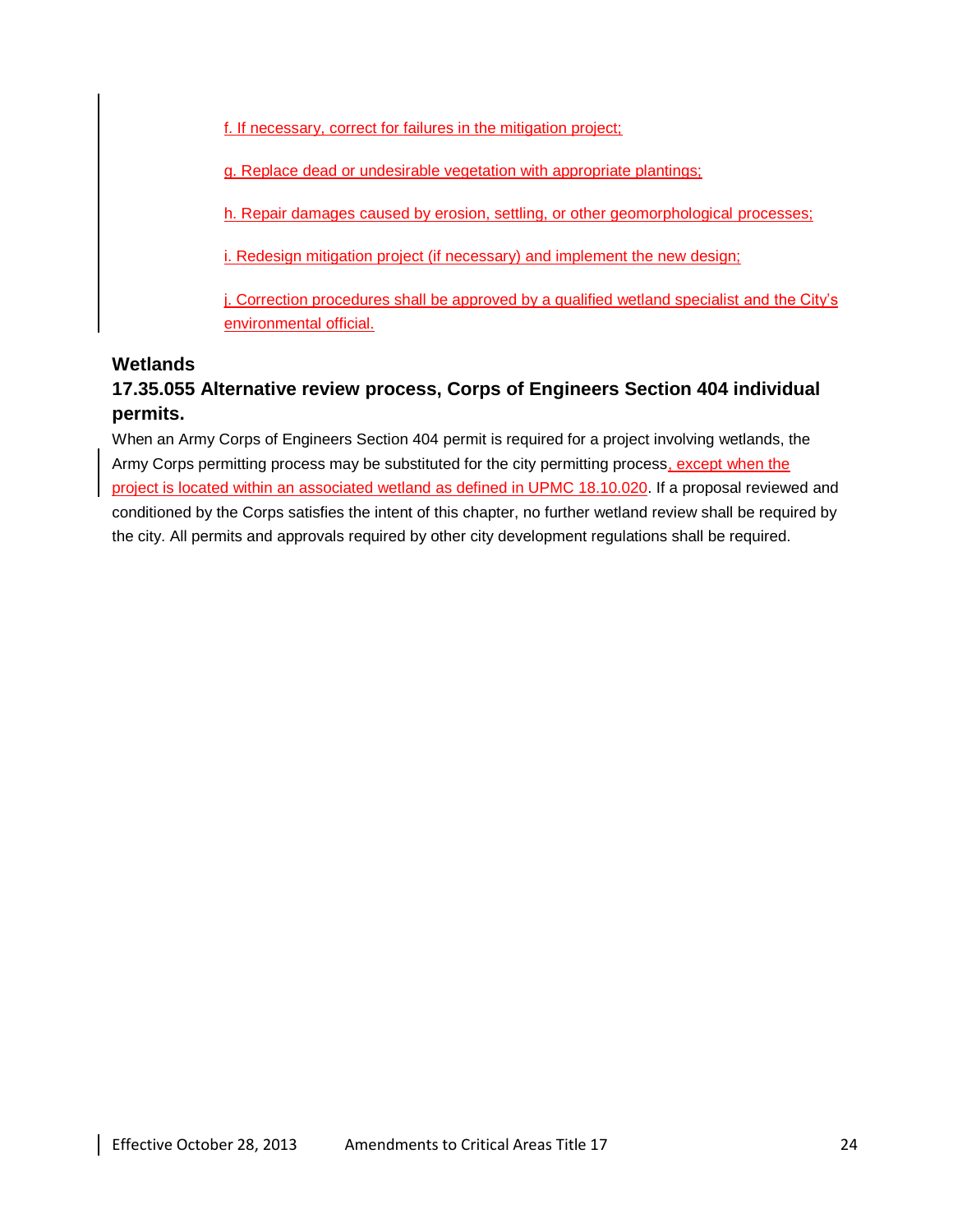f. If necessary, correct for failures in the mitigation project;

g. Replace dead or undesirable vegetation with appropriate plantings;

h. Repair damages caused by erosion, settling, or other geomorphological processes;

i. Redesign mitigation project (if necessary) and implement the new design;

j. Correction procedures shall be approved by a qualified wetland specialist and the City's environmental official.

### Wetlands

### 17.35.055 Alternative review process, Corps of Engineers Section 404 individual permits.

When an Army Corps of Engineers Section 404 permit is required for a project involving wetlands, the Army Corps permitting process may be substituted for the city permitting process, except when the project is located within an associated wetland as defined in UPMC 18.10.020. If a proposal reviewed and conditioned by the Corps satisfies the intent of this chapter, no further wetland review shall be required by the city. All permits and approvals required by other city development regulations shall be required.